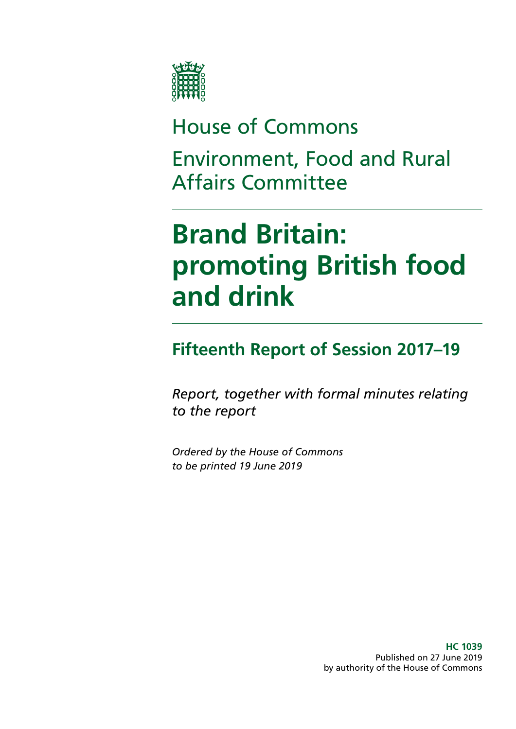House of Commons

Environment, Food and Rural Affairs Committee

# Brand Britain: promoting British food and drink

## Fifteenth Report of Session 2017–19

*Report, together with formal minutes relating to the report*

*Ordered by the House of Commons to be printed 19 June 2019*

**HC 1039**
Published on 27 June 2019
by authority of the House of Commons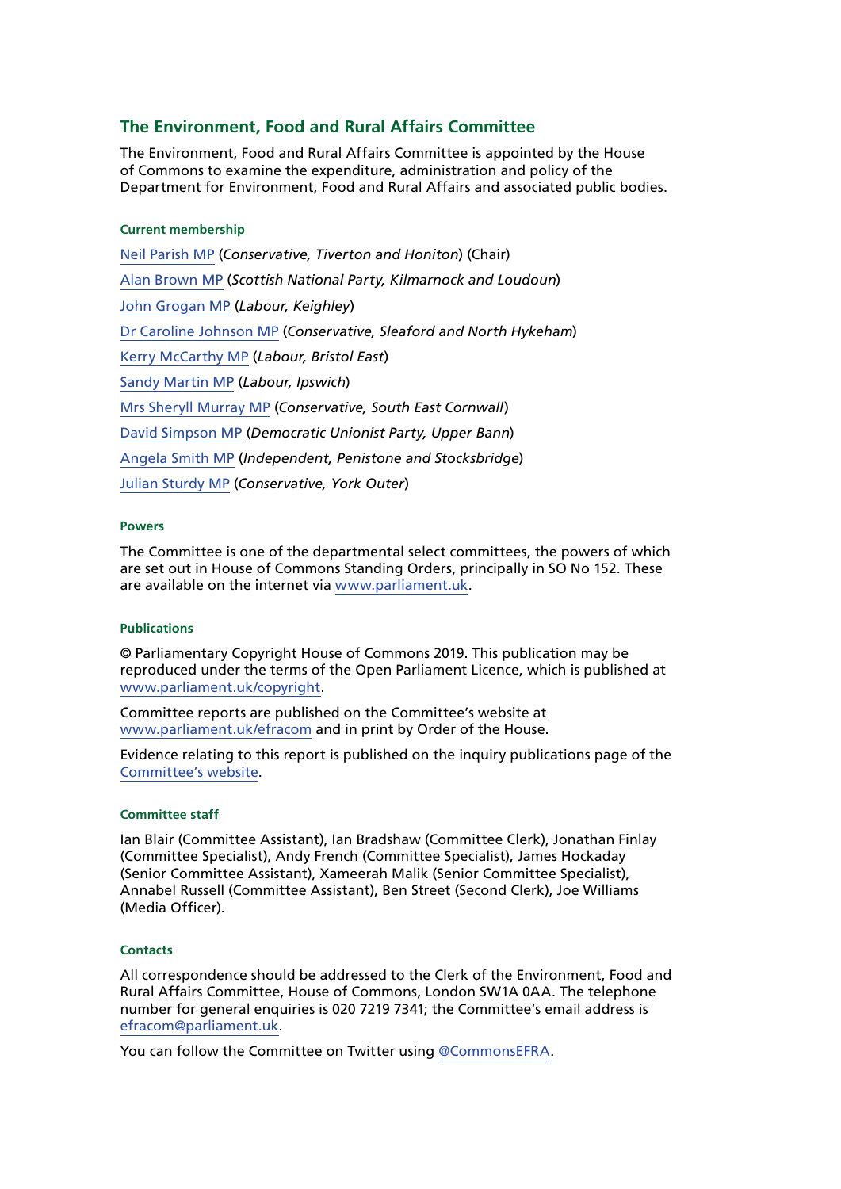## The Environment, Food and Rural Affairs Committee

The Environment, Food and Rural Affairs Committee is appointed by the House of Commons to examine the expenditure, administration and policy of the Department for Environment, Food and Rural Affairs and associated public bodies.

#### Current membership

Neil Parish MP (*Conservative, Tiverton and Honiton*) (Chair)

Alan Brown MP (*Scottish National Party, Kilmarnock and Loudoun*)

John Grogan MP (*Labour, Keighley*)

Dr Caroline Johnson MP (*Conservative, Sleaford and North Hykeham*)

Kerry McCarthy MP (*Labour, Bristol East*)

Sandy Martin MP (*Labour, Ipswich*)

Mrs Sheryll Murray MP (*Conservative, South East Cornwall*)

David Simpson MP (*Democratic Unionist Party, Upper Bann*)

Angela Smith MP (*Independent, Penistone and Stocksbridge*)

Julian Sturdy MP (*Conservative, York Outer*)

#### Powers

The Committee is one of the departmental select committees, the powers of which are set out in House of Commons Standing Orders, principally in SO No 152. These are available on the internet via www.parliament.uk.

#### Publications

© Parliamentary Copyright House of Commons 2019. This publication may be reproduced under the terms of the Open Parliament Licence, which is published at www.parliament.uk/copyright.

Committee reports are published on the Committee's website at www.parliament.uk/efracom and in print by Order of the House.

Evidence relating to this report is published on the inquiry publications page of the Committee's website.

#### Committee staff

Ian Blair (Committee Assistant), Ian Bradshaw (Committee Clerk), Jonathan Finlay (Committee Specialist), Andy French (Committee Specialist), James Hockaday (Senior Committee Assistant), Xameerah Malik (Senior Committee Specialist), Annabel Russell (Committee Assistant), Ben Street (Second Clerk), Joe Williams (Media Officer).

#### Contacts

All correspondence should be addressed to the Clerk of the Environment, Food and Rural Affairs Committee, House of Commons, London SW1A 0AA. The telephone number for general enquiries is 020 7219 7341; the Committee's email address is efracom@parliament.uk.

You can follow the Committee on Twitter using @CommonsEFRA.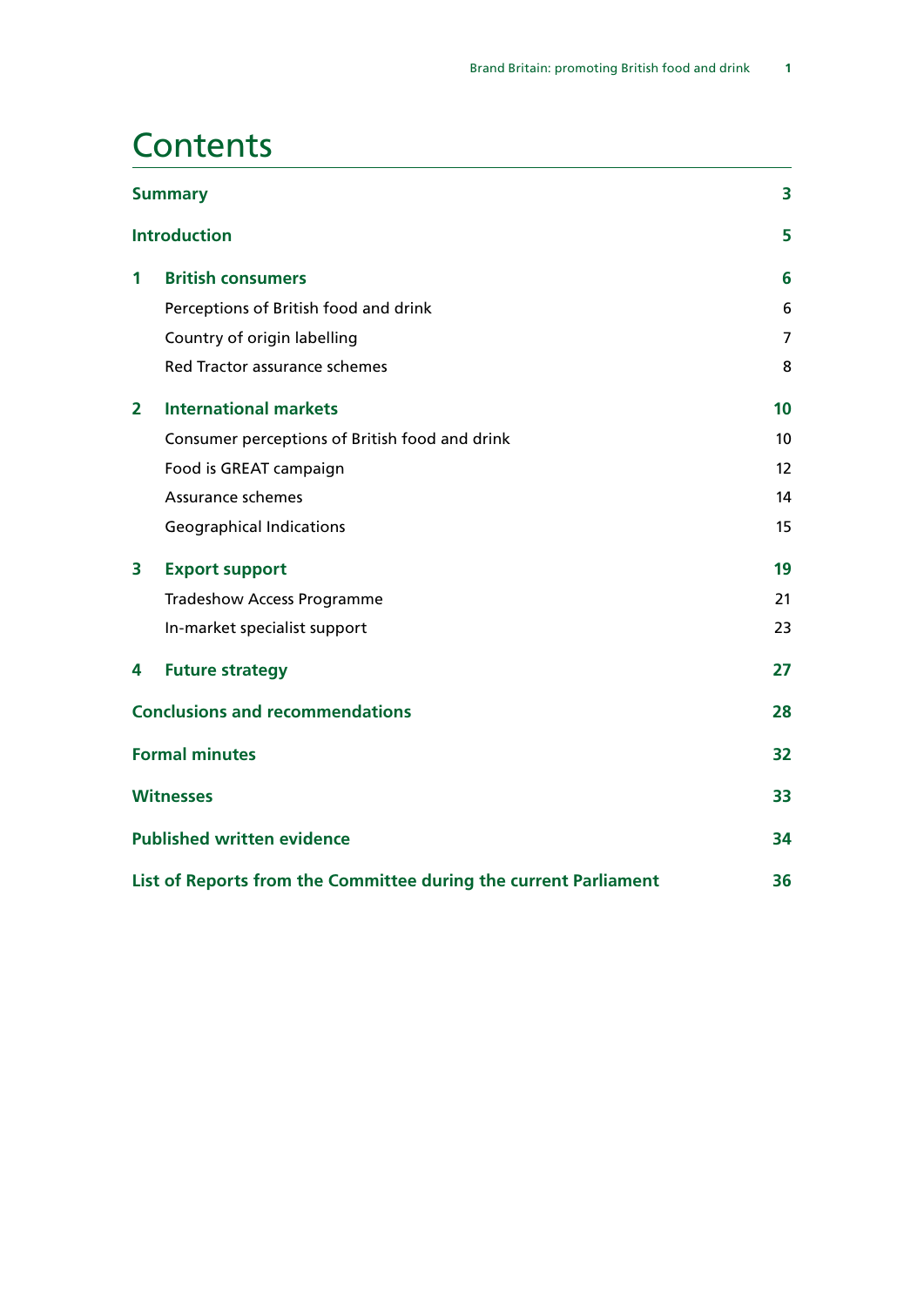# Contents

| | | |
|---|---|---|
| **Summary** | | **3** |
| **Introduction** | | **5** |
| **1** | **British consumers** | **6** |
| | Perceptions of British food and drink | 6 |
| | Country of origin labelling | 7 |
| | Red Tractor assurance schemes | 8 |
| **2** | **International markets** | **10** |
| | Consumer perceptions of British food and drink | 10 |
| | Food is GREAT campaign | 12 |
| | Assurance schemes | 14 |
| | Geographical Indications | 15 |
| **3** | **Export support** | **19** |
| | Tradeshow Access Programme | 21 |
| | In-market specialist support | 23 |
| **4** | **Future strategy** | **27** |
| **Conclusions and recommendations** | | **28** |
| **Formal minutes** | | **32** |
| **Witnesses** | | **33** |
| **Published written evidence** | | **34** |
| **List of Reports from the Committee during the current Parliament** | | **36** |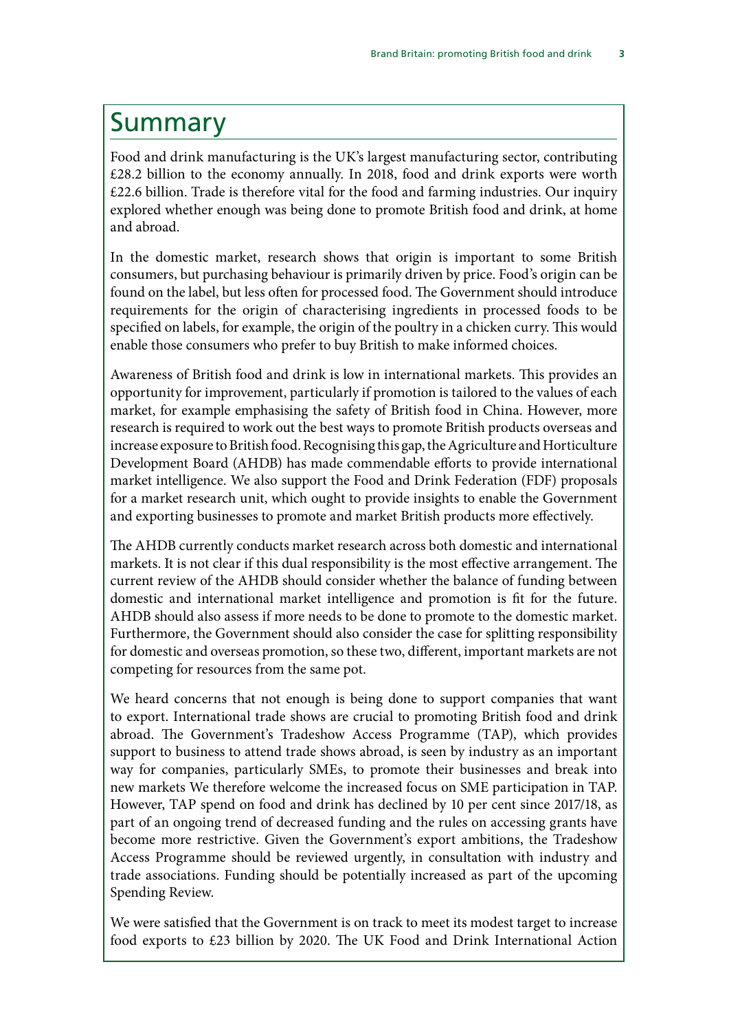# Summary

Food and drink manufacturing is the UK's largest manufacturing sector, contributing £28.2 billion to the economy annually. In 2018, food and drink exports were worth £22.6 billion. Trade is therefore vital for the food and farming industries. Our inquiry explored whether enough was being done to promote British food and drink, at home and abroad.

In the domestic market, research shows that origin is important to some British consumers, but purchasing behaviour is primarily driven by price. Food's origin can be found on the label, but less often for processed food. The Government should introduce requirements for the origin of characterising ingredients in processed foods to be specified on labels, for example, the origin of the poultry in a chicken curry. This would enable those consumers who prefer to buy British to make informed choices.

Awareness of British food and drink is low in international markets. This provides an opportunity for improvement, particularly if promotion is tailored to the values of each market, for example emphasising the safety of British food in China. However, more research is required to work out the best ways to promote British products overseas and increase exposure to British food. Recognising this gap, the Agriculture and Horticulture Development Board (AHDB) has made commendable efforts to provide international market intelligence. We also support the Food and Drink Federation (FDF) proposals for a market research unit, which ought to provide insights to enable the Government and exporting businesses to promote and market British products more effectively.

The AHDB currently conducts market research across both domestic and international markets. It is not clear if this dual responsibility is the most effective arrangement. The current review of the AHDB should consider whether the balance of funding between domestic and international market intelligence and promotion is fit for the future. AHDB should also assess if more needs to be done to promote to the domestic market. Furthermore, the Government should also consider the case for splitting responsibility for domestic and overseas promotion, so these two, different, important markets are not competing for resources from the same pot.

We heard concerns that not enough is being done to support companies that want to export. International trade shows are crucial to promoting British food and drink abroad. The Government's Tradeshow Access Programme (TAP), which provides support to business to attend trade shows abroad, is seen by industry as an important way for companies, particularly SMEs, to promote their businesses and break into new markets We therefore welcome the increased focus on SME participation in TAP. However, TAP spend on food and drink has declined by 10 per cent since 2017/18, as part of an ongoing trend of decreased funding and the rules on accessing grants have become more restrictive. Given the Government's export ambitions, the Tradeshow Access Programme should be reviewed urgently, in consultation with industry and trade associations. Funding should be potentially increased as part of the upcoming Spending Review.

We were satisfied that the Government is on track to meet its modest target to increase food exports to £23 billion by 2020. The UK Food and Drink International Action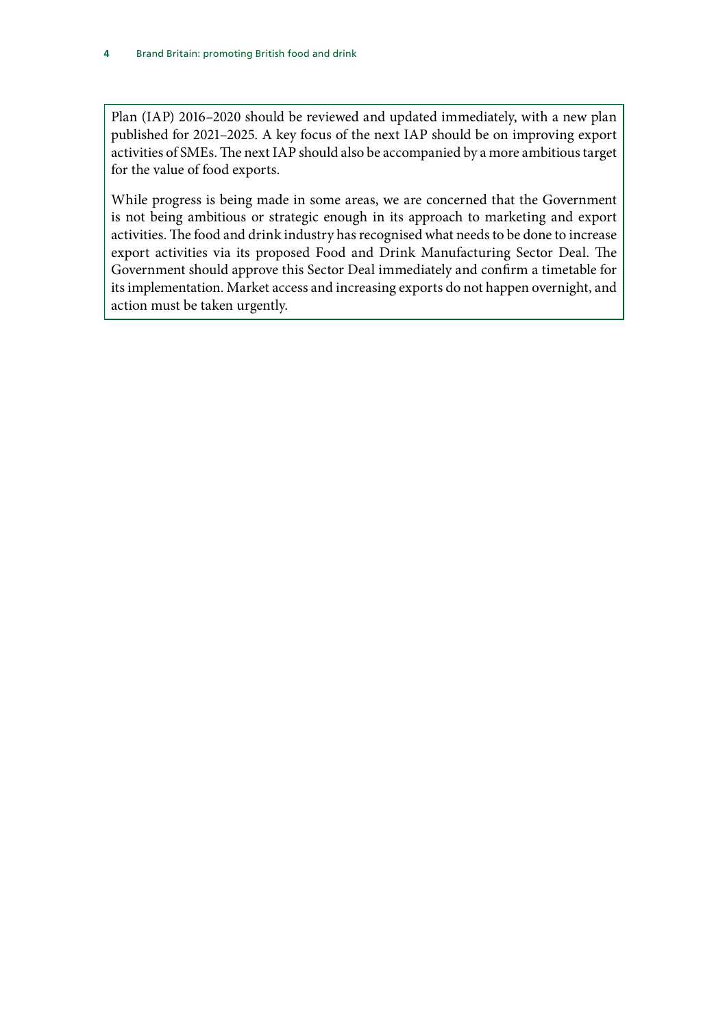Plan (IAP) 2016–2020 should be reviewed and updated immediately, with a new plan published for 2021–2025. A key focus of the next IAP should be on improving export activities of SMEs. The next IAP should also be accompanied by a more ambitious target for the value of food exports.

While progress is being made in some areas, we are concerned that the Government is not being ambitious or strategic enough in its approach to marketing and export activities. The food and drink industry has recognised what needs to be done to increase export activities via its proposed Food and Drink Manufacturing Sector Deal. The Government should approve this Sector Deal immediately and confirm a timetable for its implementation. Market access and increasing exports do not happen overnight, and action must be taken urgently.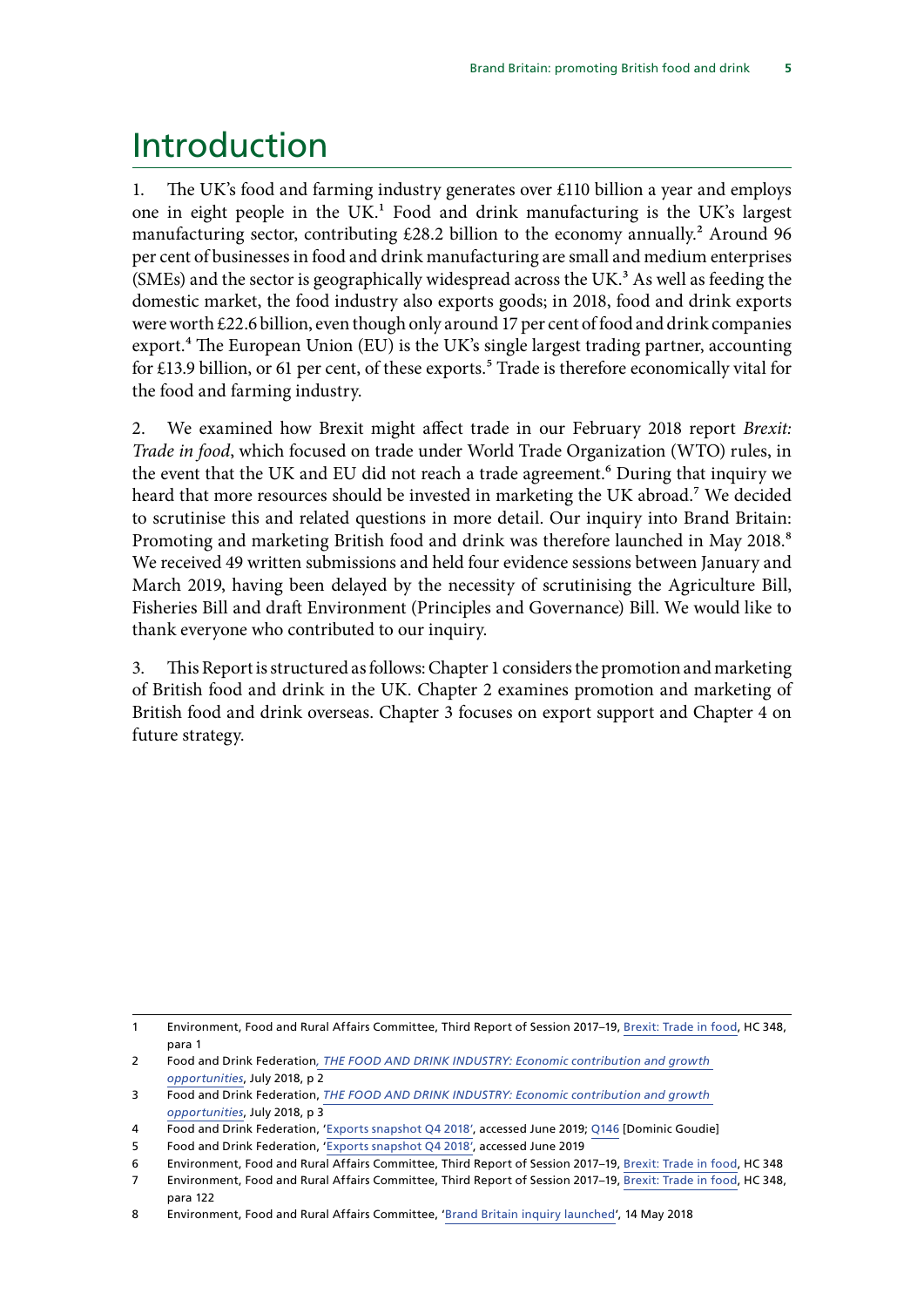# Introduction

1. The UK's food and farming industry generates over £110 billion a year and employs one in eight people in the UK.[1] Food and drink manufacturing is the UK's largest manufacturing sector, contributing £28.2 billion to the economy annually.[2] Around 96 per cent of businesses in food and drink manufacturing are small and medium enterprises (SMEs) and the sector is geographically widespread across the UK.[3] As well as feeding the domestic market, the food industry also exports goods; in 2018, food and drink exports were worth £22.6 billion, even though only around 17 per cent of food and drink companies export.[4] The European Union (EU) is the UK's single largest trading partner, accounting for £13.9 billion, or 61 per cent, of these exports.[5] Trade is therefore economically vital for the food and farming industry.

2. We examined how Brexit might affect trade in our February 2018 report *Brexit: Trade in food*, which focused on trade under World Trade Organization (WTO) rules, in the event that the UK and EU did not reach a trade agreement.[6] During that inquiry we heard that more resources should be invested in marketing the UK abroad.[7] We decided to scrutinise this and related questions in more detail. Our inquiry into Brand Britain: Promoting and marketing British food and drink was therefore launched in May 2018.[8] We received 49 written submissions and held four evidence sessions between January and March 2019, having been delayed by the necessity of scrutinising the Agriculture Bill, Fisheries Bill and draft Environment (Principles and Governance) Bill. We would like to thank everyone who contributed to our inquiry.

3. This Report is structured as follows: Chapter 1 considers the promotion and marketing of British food and drink in the UK. Chapter 2 examines promotion and marketing of British food and drink overseas. Chapter 3 focuses on export support and Chapter 4 on future strategy.

---

1 Environment, Food and Rural Affairs Committee, Third Report of Session 2017–19, Brexit: Trade in food, HC 348, para 1

2 Food and Drink Federation, *THE FOOD AND DRINK INDUSTRY: Economic contribution and growth opportunities*, July 2018, p 2

3 Food and Drink Federation, *THE FOOD AND DRINK INDUSTRY: Economic contribution and growth opportunities*, July 2018, p 3

4 Food and Drink Federation, 'Exports snapshot Q4 2018', accessed June 2019; Q146 [Dominic Goudie]

5 Food and Drink Federation, 'Exports snapshot Q4 2018', accessed June 2019

6 Environment, Food and Rural Affairs Committee, Third Report of Session 2017–19, Brexit: Trade in food, HC 348

7 Environment, Food and Rural Affairs Committee, Third Report of Session 2017–19, Brexit: Trade in food, HC 348, para 122

8 Environment, Food and Rural Affairs Committee, 'Brand Britain inquiry launched', 14 May 2018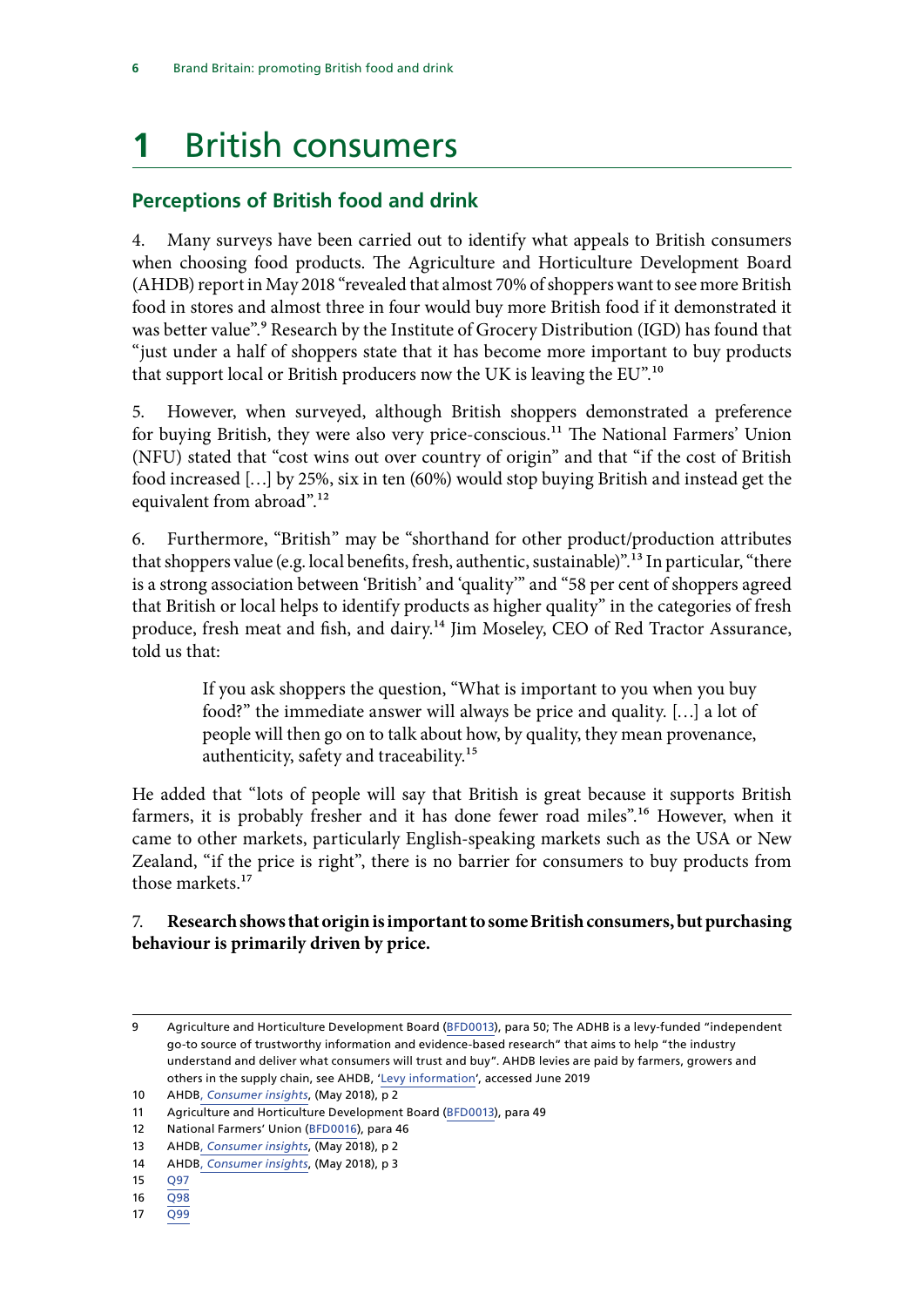# 1 British consumers

## Perceptions of British food and drink

4. Many surveys have been carried out to identify what appeals to British consumers when choosing food products. The Agriculture and Horticulture Development Board (AHDB) report in May 2018 "revealed that almost 70% of shoppers want to see more British food in stores and almost three in four would buy more British food if it demonstrated it was better value".[9] Research by the Institute of Grocery Distribution (IGD) has found that "just under a half of shoppers state that it has become more important to buy products that support local or British producers now the UK is leaving the EU".[10]

5. However, when surveyed, although British shoppers demonstrated a preference for buying British, they were also very price-conscious.[11] The National Farmers' Union (NFU) stated that "cost wins out over country of origin" and that "if the cost of British food increased […] by 25%, six in ten (60%) would stop buying British and instead get the equivalent from abroad".[12]

6. Furthermore, "British" may be "shorthand for other product/production attributes that shoppers value (e.g. local benefits, fresh, authentic, sustainable)".[13] In particular, "there is a strong association between 'British' and 'quality'" and "58 per cent of shoppers agreed that British or local helps to identify products as higher quality" in the categories of fresh produce, fresh meat and fish, and dairy.[14] Jim Moseley, CEO of Red Tractor Assurance, told us that:

> If you ask shoppers the question, "What is important to you when you buy food?" the immediate answer will always be price and quality. […] a lot of people will then go on to talk about how, by quality, they mean provenance, authenticity, safety and traceability.[15]

He added that "lots of people will say that British is great because it supports British farmers, it is probably fresher and it has done fewer road miles".[16] However, when it came to other markets, particularly English-speaking markets such as the USA or New Zealand, "if the price is right", there is no barrier for consumers to buy products from those markets.[17]

7. **Research shows that origin is important to some British consumers, but purchasing behaviour is primarily driven by price.**

---

9 Agriculture and Horticulture Development Board (BFD0013), para 50; The ADHB is a levy-funded "independent go-to source of trustworthy information and evidence-based research" that aims to help "the industry understand and deliver what consumers will trust and buy". AHDB levies are paid by farmers, growers and others in the supply chain, see AHDB, 'Levy information', accessed June 2019

10 AHDB, *Consumer insights*, (May 2018), p 2

11 Agriculture and Horticulture Development Board (BFD0013), para 49

12 National Farmers' Union (BFD0016), para 46

13 AHDB, *Consumer insights*, (May 2018), p 2

14 AHDB, *Consumer insights*, (May 2018), p 3

15 Q97

16 Q98

17 Q99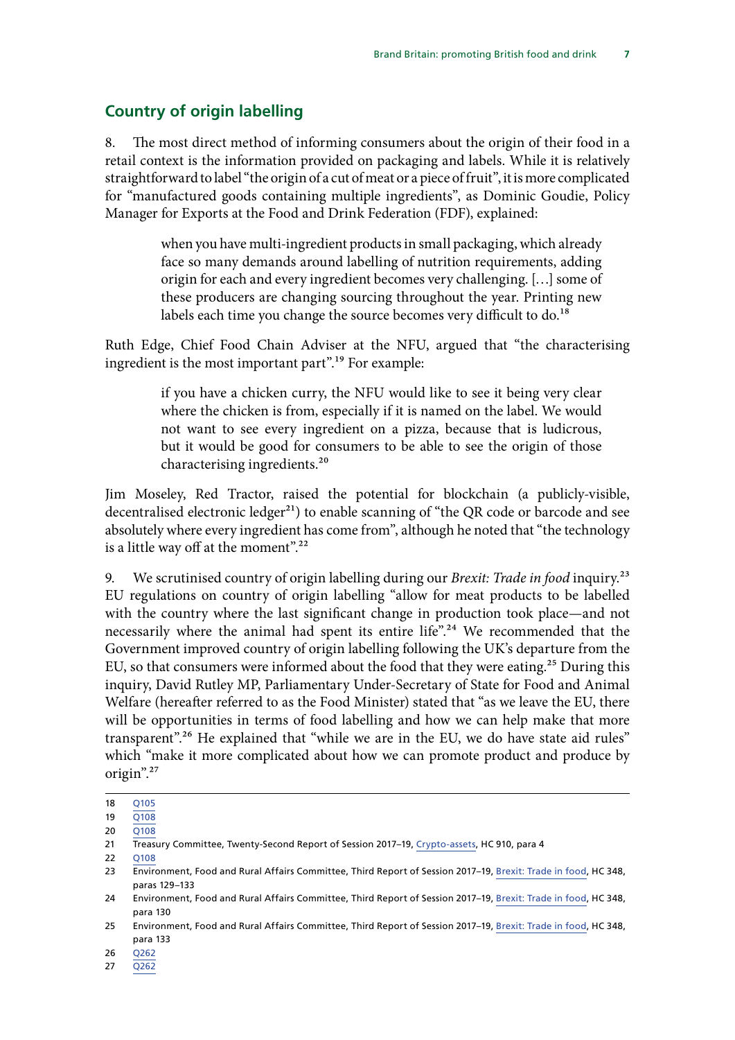## Country of origin labelling

8. The most direct method of informing consumers about the origin of their food in a retail context is the information provided on packaging and labels. While it is relatively straightforward to label "the origin of a cut of meat or a piece of fruit", it is more complicated for "manufactured goods containing multiple ingredients", as Dominic Goudie, Policy Manager for Exports at the Food and Drink Federation (FDF), explained:

> when you have multi-ingredient products in small packaging, which already face so many demands around labelling of nutrition requirements, adding origin for each and every ingredient becomes very challenging. […] some of these producers are changing sourcing throughout the year. Printing new labels each time you change the source becomes very difficult to do.[18]

Ruth Edge, Chief Food Chain Adviser at the NFU, argued that "the characterising ingredient is the most important part".[19] For example:

> if you have a chicken curry, the NFU would like to see it being very clear where the chicken is from, especially if it is named on the label. We would not want to see every ingredient on a pizza, because that is ludicrous, but it would be good for consumers to be able to see the origin of those characterising ingredients.[20]

Jim Moseley, Red Tractor, raised the potential for blockchain (a publicly-visible, decentralised electronic ledger[21]) to enable scanning of "the QR code or barcode and see absolutely where every ingredient has come from", although he noted that "the technology is a little way off at the moment".[22]

9. We scrutinised country of origin labelling during our *Brexit: Trade in food* inquiry.[23] EU regulations on country of origin labelling "allow for meat products to be labelled with the country where the last significant change in production took place—and not necessarily where the animal had spent its entire life".[24] We recommended that the Government improved country of origin labelling following the UK's departure from the EU, so that consumers were informed about the food that they were eating.[25] During this inquiry, David Rutley MP, Parliamentary Under-Secretary of State for Food and Animal Welfare (hereafter referred to as the Food Minister) stated that "as we leave the EU, there will be opportunities in terms of food labelling and how we can help make that more transparent".[26] He explained that "while we are in the EU, we do have state aid rules" which "make it more complicated about how we can promote product and produce by origin".[27]

---

18 Q105
19 Q108
20 Q108
21 Treasury Committee, Twenty-Second Report of Session 2017–19, Crypto-assets, HC 910, para 4
22 Q108
23 Environment, Food and Rural Affairs Committee, Third Report of Session 2017–19, Brexit: Trade in food, HC 348, paras 129–133
24 Environment, Food and Rural Affairs Committee, Third Report of Session 2017–19, Brexit: Trade in food, HC 348, para 130
25 Environment, Food and Rural Affairs Committee, Third Report of Session 2017–19, Brexit: Trade in food, HC 348, para 133
26 Q262
27 Q262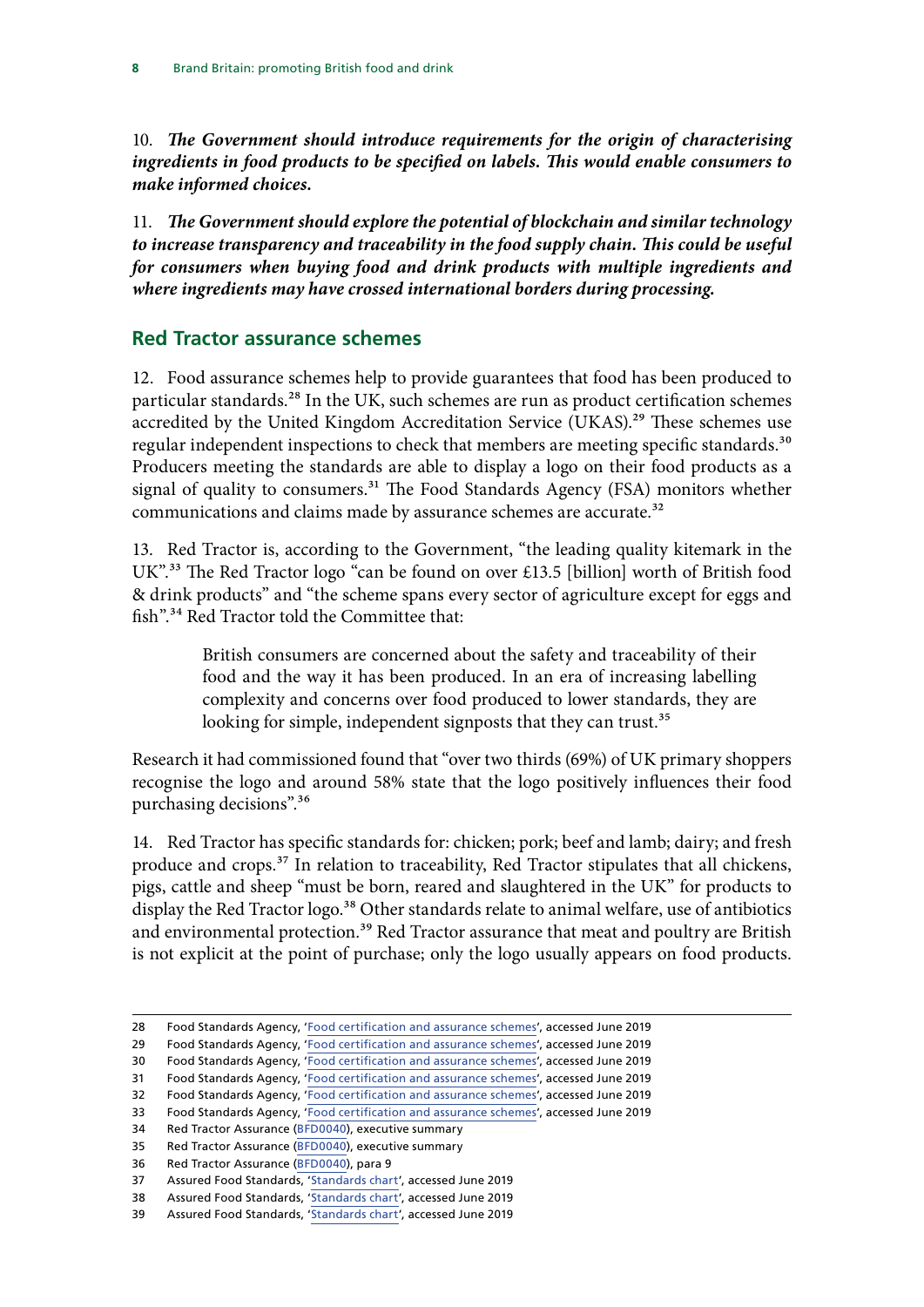10. ***The Government should introduce requirements for the origin of characterising ingredients in food products to be specified on labels. This would enable consumers to make informed choices.***

11. ***The Government should explore the potential of blockchain and similar technology to increase transparency and traceability in the food supply chain. This could be useful for consumers when buying food and drink products with multiple ingredients and where ingredients may have crossed international borders during processing.***

## Red Tractor assurance schemes

12. Food assurance schemes help to provide guarantees that food has been produced to particular standards.[28] In the UK, such schemes are run as product certification schemes accredited by the United Kingdom Accreditation Service (UKAS).[29] These schemes use regular independent inspections to check that members are meeting specific standards.[30] Producers meeting the standards are able to display a logo on their food products as a signal of quality to consumers.[31] The Food Standards Agency (FSA) monitors whether communications and claims made by assurance schemes are accurate.[32]

13. Red Tractor is, according to the Government, "the leading quality kitemark in the UK".[33] The Red Tractor logo "can be found on over £13.5 [billion] worth of British food & drink products" and "the scheme spans every sector of agriculture except for eggs and fish".[34] Red Tractor told the Committee that:

> British consumers are concerned about the safety and traceability of their food and the way it has been produced. In an era of increasing labelling complexity and concerns over food produced to lower standards, they are looking for simple, independent signposts that they can trust.[35]

Research it had commissioned found that "over two thirds (69%) of UK primary shoppers recognise the logo and around 58% state that the logo positively influences their food purchasing decisions".[36]

14. Red Tractor has specific standards for: chicken; pork; beef and lamb; dairy; and fresh produce and crops.[37] In relation to traceability, Red Tractor stipulates that all chickens, pigs, cattle and sheep "must be born, reared and slaughtered in the UK" for products to display the Red Tractor logo.[38] Other standards relate to animal welfare, use of antibiotics and environmental protection.[39] Red Tractor assurance that meat and poultry are British is not explicit at the point of purchase; only the logo usually appears on food products.

---

28 Food Standards Agency, 'Food certification and assurance schemes', accessed June 2019
29 Food Standards Agency, 'Food certification and assurance schemes', accessed June 2019
30 Food Standards Agency, 'Food certification and assurance schemes', accessed June 2019
31 Food Standards Agency, 'Food certification and assurance schemes', accessed June 2019
32 Food Standards Agency, 'Food certification and assurance schemes', accessed June 2019
33 Food Standards Agency, 'Food certification and assurance schemes', accessed June 2019
34 Red Tractor Assurance (BFD0040), executive summary
35 Red Tractor Assurance (BFD0040), executive summary
36 Red Tractor Assurance (BFD0040), para 9
37 Assured Food Standards, 'Standards chart', accessed June 2019
38 Assured Food Standards, 'Standards chart', accessed June 2019
39 Assured Food Standards, 'Standards chart', accessed June 2019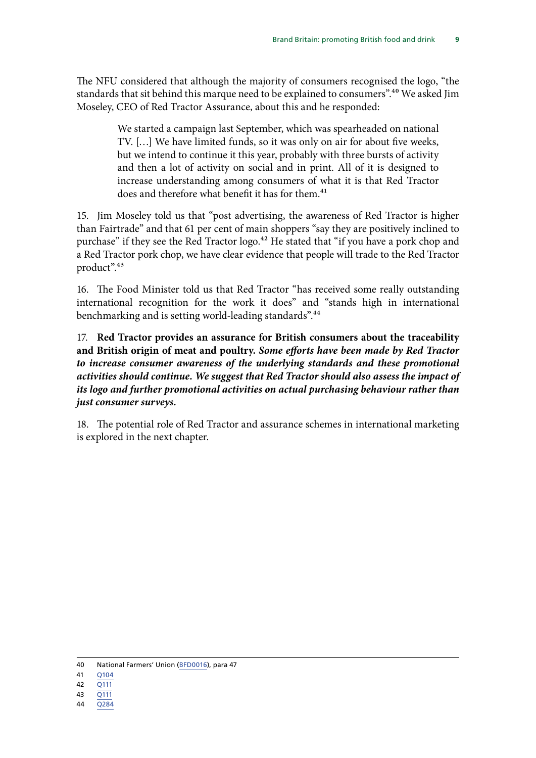The NFU considered that although the majority of consumers recognised the logo, "the standards that sit behind this marque need to be explained to consumers".[40] We asked Jim Moseley, CEO of Red Tractor Assurance, about this and he responded:

> We started a campaign last September, which was spearheaded on national TV. […] We have limited funds, so it was only on air for about five weeks, but we intend to continue it this year, probably with three bursts of activity and then a lot of activity on social and in print. All of it is designed to increase understanding among consumers of what it is that Red Tractor does and therefore what benefit it has for them.[41]

15. Jim Moseley told us that "post advertising, the awareness of Red Tractor is higher than Fairtrade" and that 61 per cent of main shoppers "say they are positively inclined to purchase" if they see the Red Tractor logo.[42] He stated that "if you have a pork chop and a Red Tractor pork chop, we have clear evidence that people will trade to the Red Tractor product".[43]

16. The Food Minister told us that Red Tractor "has received some really outstanding international recognition for the work it does" and "stands high in international benchmarking and is setting world-leading standards".[44]

17. **Red Tractor provides an assurance for British consumers about the traceability and British origin of meat and poultry.** ***Some efforts have been made by Red Tractor to increase consumer awareness of the underlying standards and these promotional activities should continue. We suggest that Red Tractor should also assess the impact of its logo and further promotional activities on actual purchasing behaviour rather than just consumer surveys.***

18. The potential role of Red Tractor and assurance schemes in international marketing is explored in the next chapter.

---

40 National Farmers' Union (BFD0016), para 47

41 Q104

42 Q111

43 Q111

44 Q284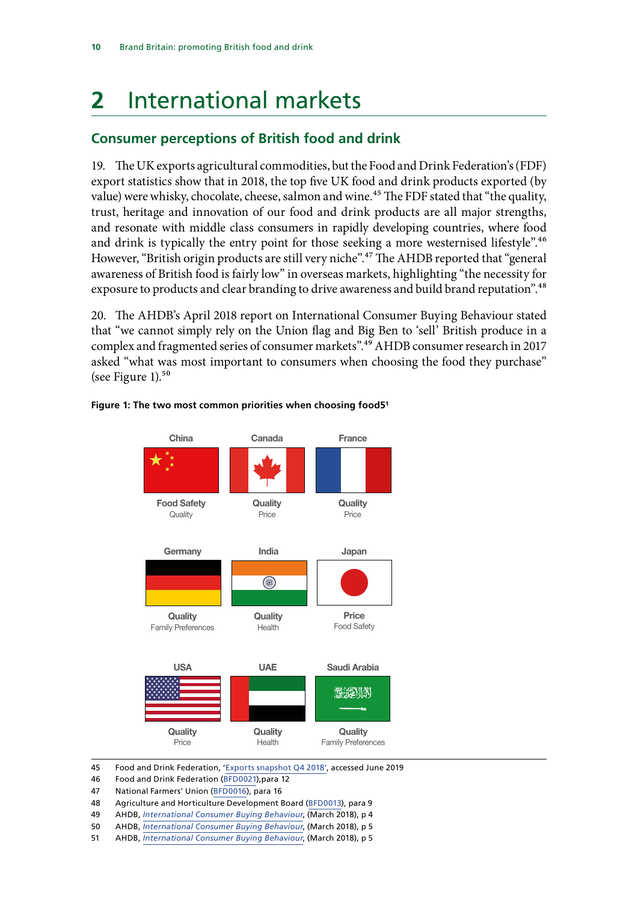# 2 International markets

## Consumer perceptions of British food and drink

19. The UK exports agricultural commodities, but the Food and Drink Federation's (FDF) export statistics show that in 2018, the top five UK food and drink products exported (by value) were whisky, chocolate, cheese, salmon and wine.[45] The FDF stated that "the quality, trust, heritage and innovation of our food and drink products are all major strengths, and resonate with middle class consumers in rapidly developing countries, where food and drink is typically the entry point for those seeking a more westernised lifestyle".[46] However, "British origin products are still very niche".[47] The AHDB reported that "general awareness of British food is fairly low" in overseas markets, highlighting "the necessity for exposure to products and clear branding to drive awareness and build brand reputation".[48]

20. The AHDB's April 2018 report on International Consumer Buying Behaviour stated that "we cannot simply rely on the Union flag and Big Ben to 'sell' British produce in a complex and fragmented series of consumer markets".[49] AHDB consumer research in 2017 asked "what was most important to consumers when choosing the food they purchase" (see Figure 1).[50]

**Figure 1: The two most common priorities when choosing food[51]**

| Country | First priority | Second priority |
| --- | --- | --- |
| China | Food Safety | Quality |
| Canada | Quality | Price |
| France | Quality | Price |
| Germany | Quality | Family Preferences |
| India | Quality | Health |
| Japan | Price | Food Safety |
| USA | Quality | Price |
| UAE | Quality | Health |
| Saudi Arabia | Quality | Family Preferences |

45 Food and Drink Federation, 'Exports snapshot Q4 2018', accessed June 2019

46 Food and Drink Federation (BFD0021),para 12

47 National Farmers' Union (BFD0016), para 16

48 Agriculture and Horticulture Development Board (BFD0013), para 9

49 AHDB, *International Consumer Buying Behaviour*, (March 2018), p 4

50 AHDB, *International Consumer Buying Behaviour*, (March 2018), p 5

51 AHDB, *International Consumer Buying Behaviour*, (March 2018), p 5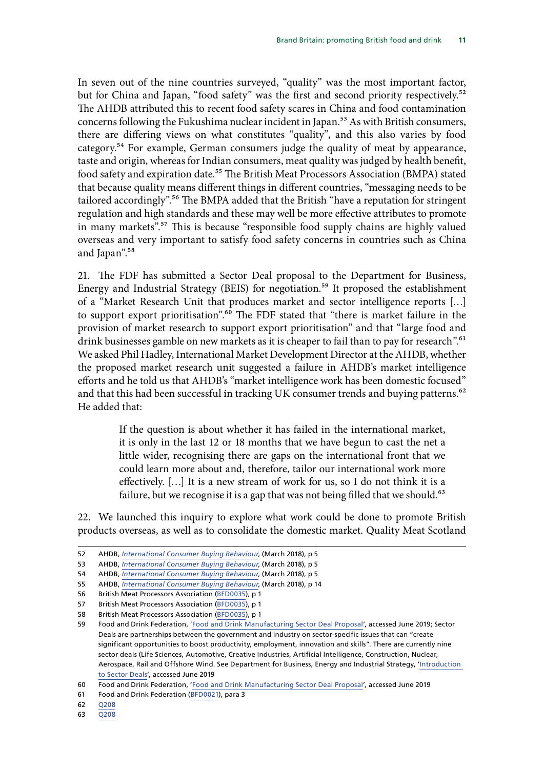In seven out of the nine countries surveyed, "quality" was the most important factor, but for China and Japan, "food safety" was the first and second priority respectively.[52] The AHDB attributed this to recent food safety scares in China and food contamination concerns following the Fukushima nuclear incident in Japan.[53] As with British consumers, there are differing views on what constitutes "quality", and this also varies by food category.[54] For example, German consumers judge the quality of meat by appearance, taste and origin, whereas for Indian consumers, meat quality was judged by health benefit, food safety and expiration date.[55] The British Meat Processors Association (BMPA) stated that because quality means different things in different countries, "messaging needs to be tailored accordingly".[56] The BMPA added that the British "have a reputation for stringent regulation and high standards and these may well be more effective attributes to promote in many markets".[57] This is because "responsible food supply chains are highly valued overseas and very important to satisfy food safety concerns in countries such as China and Japan".[58]

21. The FDF has submitted a Sector Deal proposal to the Department for Business, Energy and Industrial Strategy (BEIS) for negotiation.[59] It proposed the establishment of a "Market Research Unit that produces market and sector intelligence reports […] to support export prioritisation".[60] The FDF stated that "there is market failure in the provision of market research to support export prioritisation" and that "large food and drink businesses gamble on new markets as it is cheaper to fail than to pay for research".[61] We asked Phil Hadley, International Market Development Director at the AHDB, whether the proposed market research unit suggested a failure in AHDB's market intelligence efforts and he told us that AHDB's "market intelligence work has been domestic focused" and that this had been successful in tracking UK consumer trends and buying patterns.[62] He added that:

> If the question is about whether it has failed in the international market, it is only in the last 12 or 18 months that we have begun to cast the net a little wider, recognising there are gaps on the international front that we could learn more about and, therefore, tailor our international work more effectively. […] It is a new stream of work for us, so I do not think it is a failure, but we recognise it is a gap that was not being filled that we should.[63]

22. We launched this inquiry to explore what work could be done to promote British products overseas, as well as to consolidate the domestic market. Quality Meat Scotland

---

52 AHDB, *International Consumer Buying Behaviour*, (March 2018), p 5

53 AHDB, *International Consumer Buying Behaviour*, (March 2018), p 5

54 AHDB, *International Consumer Buying Behaviour*, (March 2018), p 5

55 AHDB, *International Consumer Buying Behaviour*, (March 2018), p 14

56 British Meat Processors Association (BFD0035), p 1

57 British Meat Processors Association (BFD0035), p 1

58 British Meat Processors Association (BFD0035), p 1

59 Food and Drink Federation, 'Food and Drink Manufacturing Sector Deal Proposal', accessed June 2019; Sector Deals are partnerships between the government and industry on sector-specific issues that can "create significant opportunities to boost productivity, employment, innovation and skills". There are currently nine sector deals (Life Sciences, Automotive, Creative Industries, Artificial Intelligence, Construction, Nuclear, Aerospace, Rail and Offshore Wind. See Department for Business, Energy and Industrial Strategy, 'Introduction to Sector Deals', accessed June 2019

60 Food and Drink Federation, 'Food and Drink Manufacturing Sector Deal Proposal', accessed June 2019

61 Food and Drink Federation (BFD0021), para 3

62 Q208

63 Q208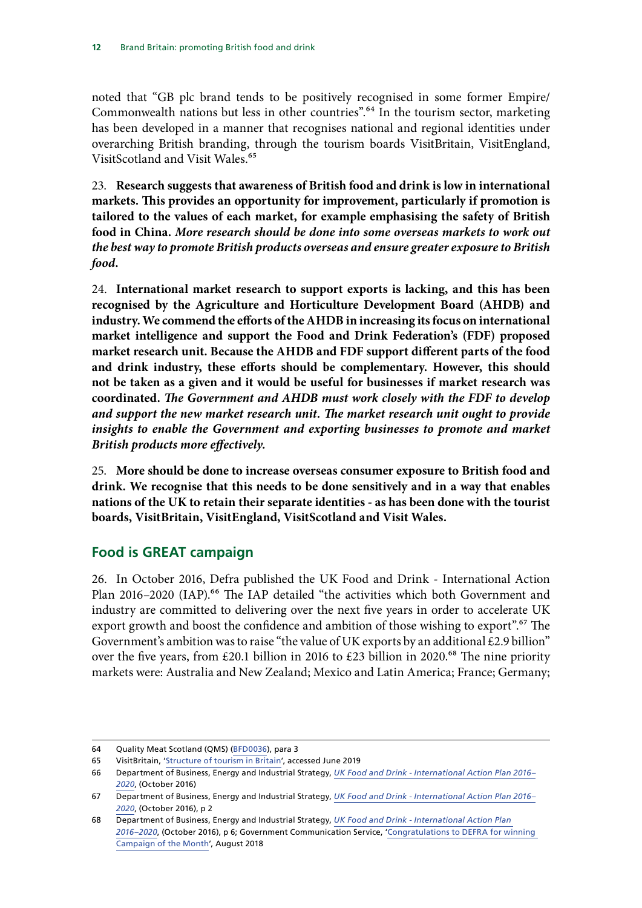noted that "GB plc brand tends to be positively recognised in some former Empire/ Commonwealth nations but less in other countries".[64] In the tourism sector, marketing has been developed in a manner that recognises national and regional identities under overarching British branding, through the tourism boards VisitBritain, VisitEngland, VisitScotland and Visit Wales.[65]

23. **Research suggests that awareness of British food and drink is low in international markets. This provides an opportunity for improvement, particularly if promotion is tailored to the values of each market, for example emphasising the safety of British food in China.** ***More research should be done into some overseas markets to work out the best way to promote British products overseas and ensure greater exposure to British food.***

24. **International market research to support exports is lacking, and this has been recognised by the Agriculture and Horticulture Development Board (AHDB) and industry. We commend the efforts of the AHDB in increasing its focus on international market intelligence and support the Food and Drink Federation's (FDF) proposed market research unit. Because the AHDB and FDF support different parts of the food and drink industry, these efforts should be complementary. However, this should not be taken as a given and it would be useful for businesses if market research was coordinated.** ***The Government and AHDB must work closely with the FDF to develop and support the new market research unit. The market research unit ought to provide insights to enable the Government and exporting businesses to promote and market British products more effectively.***

25. **More should be done to increase overseas consumer exposure to British food and drink. We recognise that this needs to be done sensitively and in a way that enables nations of the UK to retain their separate identities - as has been done with the tourist boards, VisitBritain, VisitEngland, VisitScotland and Visit Wales.**

## Food is GREAT campaign

26. In October 2016, Defra published the UK Food and Drink - International Action Plan 2016–2020 (IAP).[66] The IAP detailed "the activities which both Government and industry are committed to delivering over the next five years in order to accelerate UK export growth and boost the confidence and ambition of those wishing to export".[67] The Government's ambition was to raise "the value of UK exports by an additional £2.9 billion" over the five years, from £20.1 billion in 2016 to £23 billion in 2020.[68] The nine priority markets were: Australia and New Zealand; Mexico and Latin America; France; Germany;

---

64 Quality Meat Scotland (QMS) (BFD0036), para 3

65 VisitBritain, 'Structure of tourism in Britain', accessed June 2019

66 Department of Business, Energy and Industrial Strategy, *UK Food and Drink - International Action Plan 2016–2020*, (October 2016)

67 Department of Business, Energy and Industrial Strategy, *UK Food and Drink - International Action Plan 2016–2020*, (October 2016), p 2

68 Department of Business, Energy and Industrial Strategy, *UK Food and Drink - International Action Plan 2016–2020*, (October 2016), p 6; Government Communication Service, 'Congratulations to DEFRA for winning Campaign of the Month', August 2018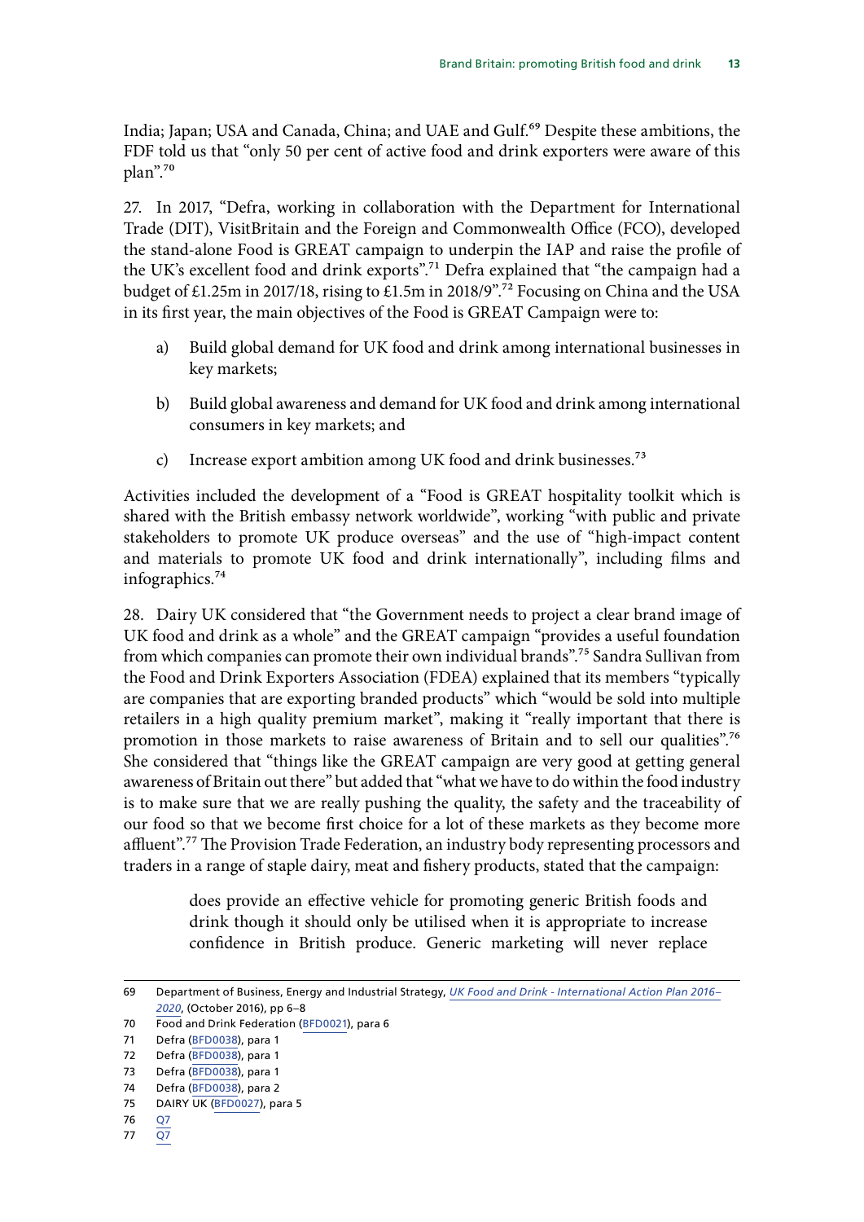India; Japan; USA and Canada, China; and UAE and Gulf.[69] Despite these ambitions, the FDF told us that "only 50 per cent of active food and drink exporters were aware of this plan".[70]

27. In 2017, "Defra, working in collaboration with the Department for International Trade (DIT), VisitBritain and the Foreign and Commonwealth Office (FCO), developed the stand-alone Food is GREAT campaign to underpin the IAP and raise the profile of the UK's excellent food and drink exports".[71] Defra explained that "the campaign had a budget of £1.25m in 2017/18, rising to £1.5m in 2018/9".[72] Focusing on China and the USA in its first year, the main objectives of the Food is GREAT Campaign were to:

a) Build global demand for UK food and drink among international businesses in key markets;

b) Build global awareness and demand for UK food and drink among international consumers in key markets; and

c) Increase export ambition among UK food and drink businesses.[73]

Activities included the development of a "Food is GREAT hospitality toolkit which is shared with the British embassy network worldwide", working "with public and private stakeholders to promote UK produce overseas" and the use of "high-impact content and materials to promote UK food and drink internationally", including films and infographics.[74]

28. Dairy UK considered that "the Government needs to project a clear brand image of UK food and drink as a whole" and the GREAT campaign "provides a useful foundation from which companies can promote their own individual brands".[75] Sandra Sullivan from the Food and Drink Exporters Association (FDEA) explained that its members "typically are companies that are exporting branded products" which "would be sold into multiple retailers in a high quality premium market", making it "really important that there is promotion in those markets to raise awareness of Britain and to sell our qualities".[76] She considered that "things like the GREAT campaign are very good at getting general awareness of Britain out there" but added that "what we have to do within the food industry is to make sure that we are really pushing the quality, the safety and the traceability of our food so that we become first choice for a lot of these markets as they become more affluent".[77] The Provision Trade Federation, an industry body representing processors and traders in a range of staple dairy, meat and fishery products, stated that the campaign:

> does provide an effective vehicle for promoting generic British foods and drink though it should only be utilised when it is appropriate to increase confidence in British produce. Generic marketing will never replace

---

69 Department of Business, Energy and Industrial Strategy, *UK Food and Drink - International Action Plan 2016–2020*, (October 2016), pp 6–8

70 Food and Drink Federation (BFD0021), para 6

71 Defra (BFD0038), para 1

72 Defra (BFD0038), para 1

73 Defra (BFD0038), para 1

74 Defra (BFD0038), para 2

75 DAIRY UK (BFD0027), para 5

76 Q7

77 Q7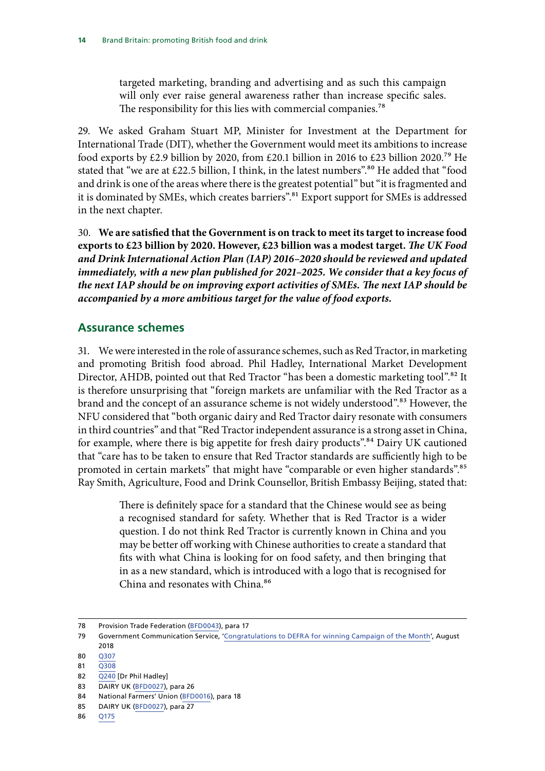> targeted marketing, branding and advertising and as such this campaign will only ever raise general awareness rather than increase specific sales. The responsibility for this lies with commercial companies.[78]

29. We asked Graham Stuart MP, Minister for Investment at the Department for International Trade (DIT), whether the Government would meet its ambitions to increase food exports by £2.9 billion by 2020, from £20.1 billion in 2016 to £23 billion 2020.[79] He stated that "we are at £22.5 billion, I think, in the latest numbers".[80] He added that "food and drink is one of the areas where there is the greatest potential" but "it is fragmented and it is dominated by SMEs, which creates barriers".[81] Export support for SMEs is addressed in the next chapter.

30. **We are satisfied that the Government is on track to meet its target to increase food exports to £23 billion by 2020. However, £23 billion was a modest target.** ***The UK Food and Drink International Action Plan (IAP) 2016–2020 should be reviewed and updated immediately, with a new plan published for 2021–2025. We consider that a key focus of the next IAP should be on improving export activities of SMEs. The next IAP should be accompanied by a more ambitious target for the value of food exports.***

## Assurance schemes

31. We were interested in the role of assurance schemes, such as Red Tractor, in marketing and promoting British food abroad. Phil Hadley, International Market Development Director, AHDB, pointed out that Red Tractor "has been a domestic marketing tool".[82] It is therefore unsurprising that "foreign markets are unfamiliar with the Red Tractor as a brand and the concept of an assurance scheme is not widely understood".[83] However, the NFU considered that "both organic dairy and Red Tractor dairy resonate with consumers in third countries" and that "Red Tractor independent assurance is a strong asset in China, for example, where there is big appetite for fresh dairy products".[84] Dairy UK cautioned that "care has to be taken to ensure that Red Tractor standards are sufficiently high to be promoted in certain markets" that might have "comparable or even higher standards".[85] Ray Smith, Agriculture, Food and Drink Counsellor, British Embassy Beijing, stated that:

> There is definitely space for a standard that the Chinese would see as being a recognised standard for safety. Whether that is Red Tractor is a wider question. I do not think Red Tractor is currently known in China and you may be better off working with Chinese authorities to create a standard that fits with what China is looking for on food safety, and then bringing that in as a new standard, which is introduced with a logo that is recognised for China and resonates with China.[86]

---

78 Provision Trade Federation (BFD0043), para 17

79 Government Communication Service, 'Congratulations to DEFRA for winning Campaign of the Month', August 2018

80 Q307

81 Q308

82 Q240 [Dr Phil Hadley]

83 DAIRY UK (BFD0027), para 26

84 National Farmers' Union (BFD0016), para 18

85 DAIRY UK (BFD0027), para 27

86 Q175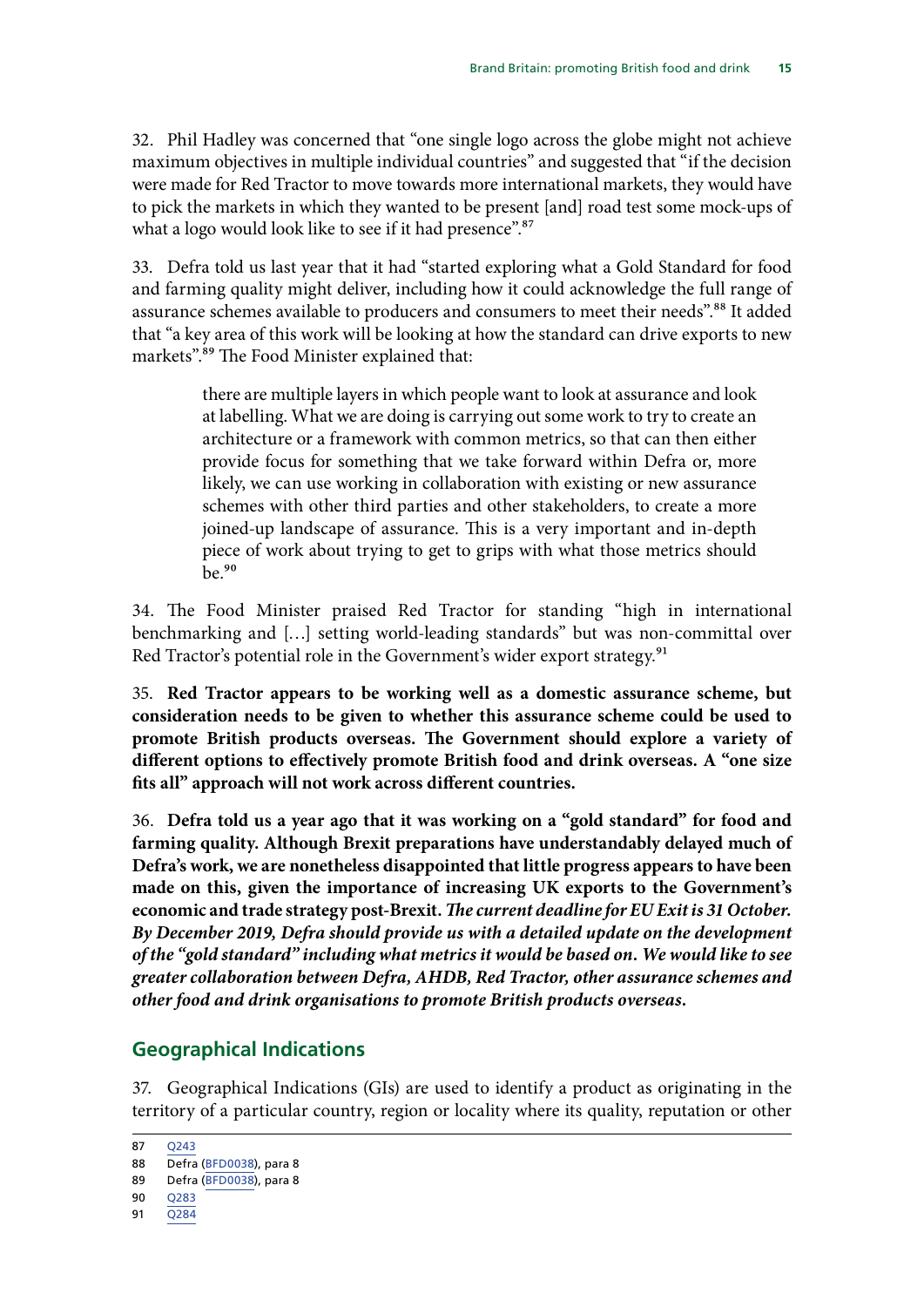32. Phil Hadley was concerned that "one single logo across the globe might not achieve maximum objectives in multiple individual countries" and suggested that "if the decision were made for Red Tractor to move towards more international markets, they would have to pick the markets in which they wanted to be present [and] road test some mock-ups of what a logo would look like to see if it had presence".[87]

33. Defra told us last year that it had "started exploring what a Gold Standard for food and farming quality might deliver, including how it could acknowledge the full range of assurance schemes available to producers and consumers to meet their needs".[88] It added that "a key area of this work will be looking at how the standard can drive exports to new markets".[89] The Food Minister explained that:

> there are multiple layers in which people want to look at assurance and look at labelling. What we are doing is carrying out some work to try to create an architecture or a framework with common metrics, so that can then either provide focus for something that we take forward within Defra or, more likely, we can use working in collaboration with existing or new assurance schemes with other third parties and other stakeholders, to create a more joined-up landscape of assurance. This is a very important and in-depth piece of work about trying to get to grips with what those metrics should be.[90]

34. The Food Minister praised Red Tractor for standing "high in international benchmarking and […] setting world-leading standards" but was non-committal over Red Tractor's potential role in the Government's wider export strategy.[91]

35. **Red Tractor appears to be working well as a domestic assurance scheme, but consideration needs to be given to whether this assurance scheme could be used to promote British products overseas. The Government should explore a variety of different options to effectively promote British food and drink overseas. A "one size fits all" approach will not work across different countries.**

36. **Defra told us a year ago that it was working on a "gold standard" for food and farming quality. Although Brexit preparations have understandably delayed much of Defra's work, we are nonetheless disappointed that little progress appears to have been made on this, given the importance of increasing UK exports to the Government's economic and trade strategy post-Brexit. *The current deadline for EU Exit is 31 October. By December 2019, Defra should provide us with a detailed update on the development of the "gold standard" including what metrics it would be based on. We would like to see greater collaboration between Defra, AHDB, Red Tractor, other assurance schemes and other food and drink organisations to promote British products overseas.***

## Geographical Indications

37. Geographical Indications (GIs) are used to identify a product as originating in the territory of a particular country, region or locality where its quality, reputation or other

87 Q243
88 Defra (BFD0038), para 8
89 Defra (BFD0038), para 8
90 Q283
91 Q284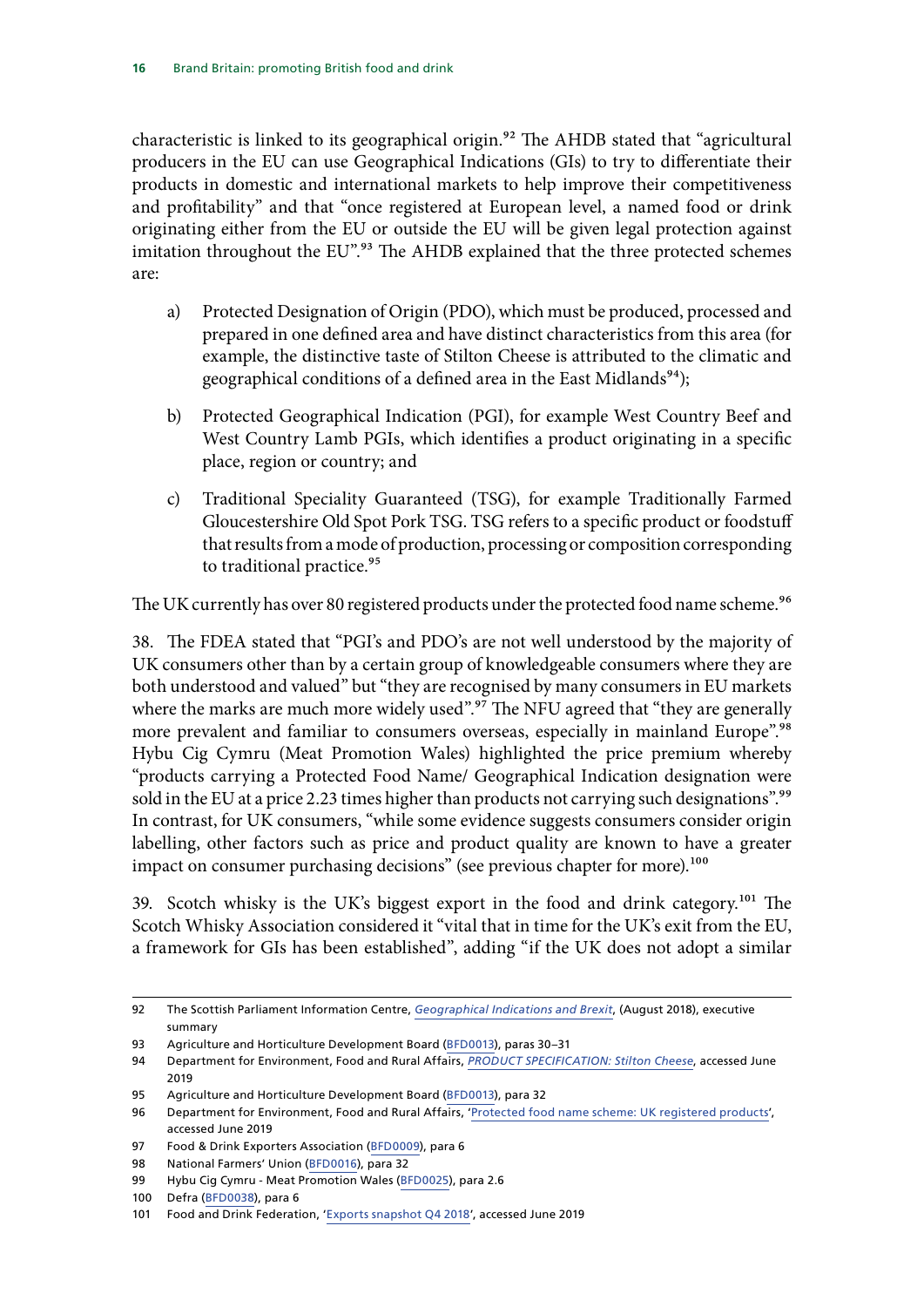characteristic is linked to its geographical origin.[92] The AHDB stated that "agricultural producers in the EU can use Geographical Indications (GIs) to try to differentiate their products in domestic and international markets to help improve their competitiveness and profitability" and that "once registered at European level, a named food or drink originating either from the EU or outside the EU will be given legal protection against imitation throughout the EU".[93] The AHDB explained that the three protected schemes are:

a) Protected Designation of Origin (PDO), which must be produced, processed and prepared in one defined area and have distinct characteristics from this area (for example, the distinctive taste of Stilton Cheese is attributed to the climatic and geographical conditions of a defined area in the East Midlands[94]);

b) Protected Geographical Indication (PGI), for example West Country Beef and West Country Lamb PGIs, which identifies a product originating in a specific place, region or country; and

c) Traditional Speciality Guaranteed (TSG), for example Traditionally Farmed Gloucestershire Old Spot Pork TSG. TSG refers to a specific product or foodstuff that results from a mode of production, processing or composition corresponding to traditional practice.[95]

The UK currently has over 80 registered products under the protected food name scheme.[96]

38. The FDEA stated that "PGI's and PDO's are not well understood by the majority of UK consumers other than by a certain group of knowledgeable consumers where they are both understood and valued" but "they are recognised by many consumers in EU markets where the marks are much more widely used".[97] The NFU agreed that "they are generally more prevalent and familiar to consumers overseas, especially in mainland Europe".[98] Hybu Cig Cymru (Meat Promotion Wales) highlighted the price premium whereby "products carrying a Protected Food Name/ Geographical Indication designation were sold in the EU at a price 2.23 times higher than products not carrying such designations".[99] In contrast, for UK consumers, "while some evidence suggests consumers consider origin labelling, other factors such as price and product quality are known to have a greater impact on consumer purchasing decisions" (see previous chapter for more).[100]

39. Scotch whisky is the UK's biggest export in the food and drink category.[101] The Scotch Whisky Association considered it "vital that in time for the UK's exit from the EU, a framework for GIs has been established", adding "if the UK does not adopt a similar

---

92 The Scottish Parliament Information Centre, *Geographical Indications and Brexit*, (August 2018), executive summary

93 Agriculture and Horticulture Development Board (BFD0013), paras 30–31

94 Department for Environment, Food and Rural Affairs, *PRODUCT SPECIFICATION: Stilton Cheese*, accessed June 2019

95 Agriculture and Horticulture Development Board (BFD0013), para 32

96 Department for Environment, Food and Rural Affairs, 'Protected food name scheme: UK registered products', accessed June 2019

97 Food & Drink Exporters Association (BFD0009), para 6

98 National Farmers' Union (BFD0016), para 32

99 Hybu Cig Cymru - Meat Promotion Wales (BFD0025), para 2.6

100 Defra (BFD0038), para 6

101 Food and Drink Federation, 'Exports snapshot Q4 2018', accessed June 2019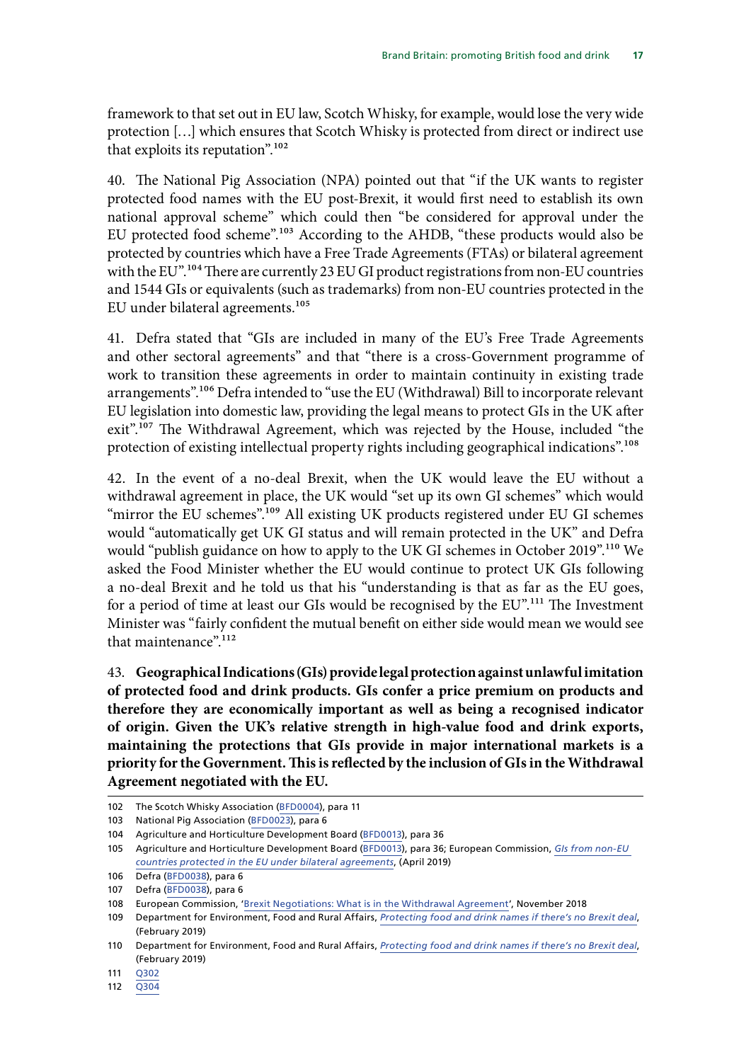framework to that set out in EU law, Scotch Whisky, for example, would lose the very wide protection […] which ensures that Scotch Whisky is protected from direct or indirect use that exploits its reputation".[102]

40. The National Pig Association (NPA) pointed out that "if the UK wants to register protected food names with the EU post-Brexit, it would first need to establish its own national approval scheme" which could then "be considered for approval under the EU protected food scheme".[103] According to the AHDB, "these products would also be protected by countries which have a Free Trade Agreements (FTAs) or bilateral agreement with the EU".[104] There are currently 23 EU GI product registrations from non-EU countries and 1544 GIs or equivalents (such as trademarks) from non-EU countries protected in the EU under bilateral agreements.[105]

41. Defra stated that "GIs are included in many of the EU's Free Trade Agreements and other sectoral agreements" and that "there is a cross-Government programme of work to transition these agreements in order to maintain continuity in existing trade arrangements".[106] Defra intended to "use the EU (Withdrawal) Bill to incorporate relevant EU legislation into domestic law, providing the legal means to protect GIs in the UK after exit".[107] The Withdrawal Agreement, which was rejected by the House, included "the protection of existing intellectual property rights including geographical indications".[108]

42. In the event of a no-deal Brexit, when the UK would leave the EU without a withdrawal agreement in place, the UK would "set up its own GI schemes" which would "mirror the EU schemes".[109] All existing UK products registered under EU GI schemes would "automatically get UK GI status and will remain protected in the UK" and Defra would "publish guidance on how to apply to the UK GI schemes in October 2019".[110] We asked the Food Minister whether the EU would continue to protect UK GIs following a no-deal Brexit and he told us that his "understanding is that as far as the EU goes, for a period of time at least our GIs would be recognised by the EU".[111] The Investment Minister was "fairly confident the mutual benefit on either side would mean we would see that maintenance".[112]

43. **Geographical Indications (GIs) provide legal protection against unlawful imitation of protected food and drink products. GIs confer a price premium on products and therefore they are economically important as well as being a recognised indicator of origin. Given the UK's relative strength in high-value food and drink exports, maintaining the protections that GIs provide in major international markets is a priority for the Government. This is reflected by the inclusion of GIs in the Withdrawal Agreement negotiated with the EU.**

---

102 The Scotch Whisky Association (BFD0004), para 11

103 National Pig Association (BFD0023), para 6

104 Agriculture and Horticulture Development Board (BFD0013), para 36

105 Agriculture and Horticulture Development Board (BFD0013), para 36; European Commission, *GIs from non-EU countries protected in the EU under bilateral agreements*, (April 2019)

106 Defra (BFD0038), para 6

107 Defra (BFD0038), para 6

108 European Commission, 'Brexit Negotiations: What is in the Withdrawal Agreement', November 2018

109 Department for Environment, Food and Rural Affairs, *Protecting food and drink names if there's no Brexit deal*, (February 2019)

110 Department for Environment, Food and Rural Affairs, *Protecting food and drink names if there's no Brexit deal*, (February 2019)

111 Q302

112 Q304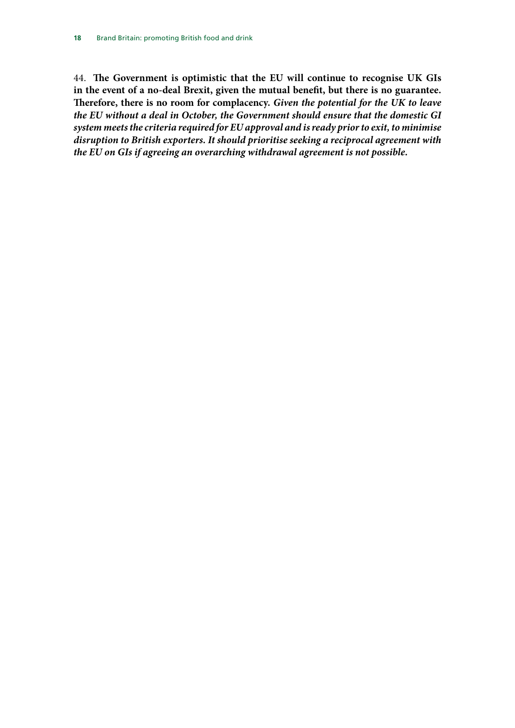44. **The Government is optimistic that the EU will continue to recognise UK GIs in the event of a no-deal Brexit, given the mutual benefit, but there is no guarantee. Therefore, there is no room for complacency.** ***Given the potential for the UK to leave the EU without a deal in October, the Government should ensure that the domestic GI system meets the criteria required for EU approval and is ready prior to exit, to minimise disruption to British exporters. It should prioritise seeking a reciprocal agreement with the EU on GIs if agreeing an overarching withdrawal agreement is not possible.***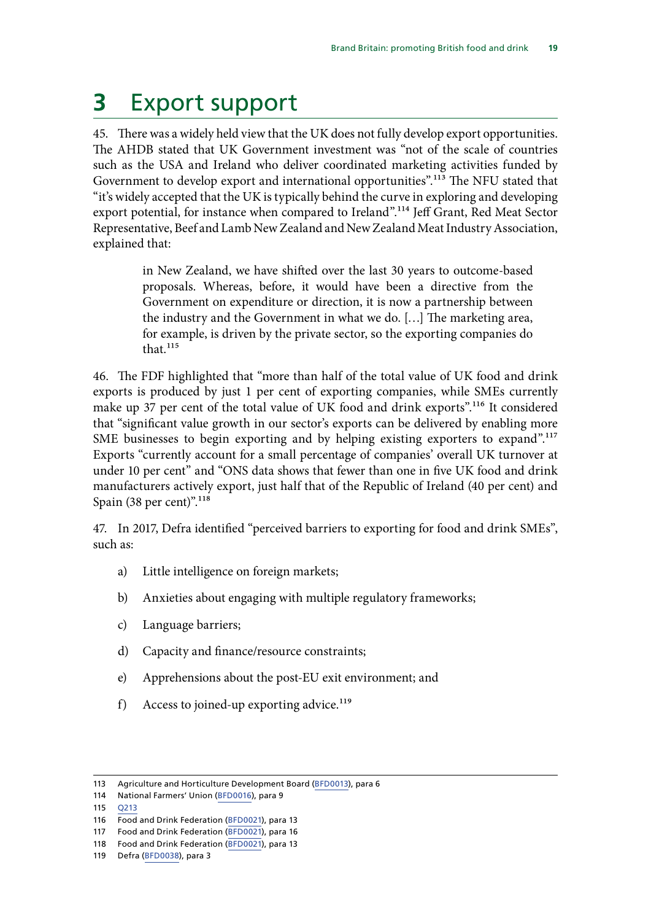# 3 Export support

45. There was a widely held view that the UK does not fully develop export opportunities. The AHDB stated that UK Government investment was "not of the scale of countries such as the USA and Ireland who deliver coordinated marketing activities funded by Government to develop export and international opportunities".[113] The NFU stated that "it's widely accepted that the UK is typically behind the curve in exploring and developing export potential, for instance when compared to Ireland".[114] Jeff Grant, Red Meat Sector Representative, Beef and Lamb New Zealand and New Zealand Meat Industry Association, explained that:

> in New Zealand, we have shifted over the last 30 years to outcome-based proposals. Whereas, before, it would have been a directive from the Government on expenditure or direction, it is now a partnership between the industry and the Government in what we do. […] The marketing area, for example, is driven by the private sector, so the exporting companies do that.[115]

46. The FDF highlighted that "more than half of the total value of UK food and drink exports is produced by just 1 per cent of exporting companies, while SMEs currently make up 37 per cent of the total value of UK food and drink exports".[116] It considered that "significant value growth in our sector's exports can be delivered by enabling more SME businesses to begin exporting and by helping existing exporters to expand".[117] Exports "currently account for a small percentage of companies' overall UK turnover at under 10 per cent" and "ONS data shows that fewer than one in five UK food and drink manufacturers actively export, just half that of the Republic of Ireland (40 per cent) and Spain (38 per cent)".[118]

47. In 2017, Defra identified "perceived barriers to exporting for food and drink SMEs", such as:

a) Little intelligence on foreign markets;

b) Anxieties about engaging with multiple regulatory frameworks;

c) Language barriers;

d) Capacity and finance/resource constraints;

e) Apprehensions about the post-EU exit environment; and

f) Access to joined-up exporting advice.[119]

---

113 Agriculture and Horticulture Development Board (BFD0013), para 6

114 National Farmers' Union (BFD0016), para 9

115 Q213

116 Food and Drink Federation (BFD0021), para 13

117 Food and Drink Federation (BFD0021), para 16

118 Food and Drink Federation (BFD0021), para 13

119 Defra (BFD0038), para 3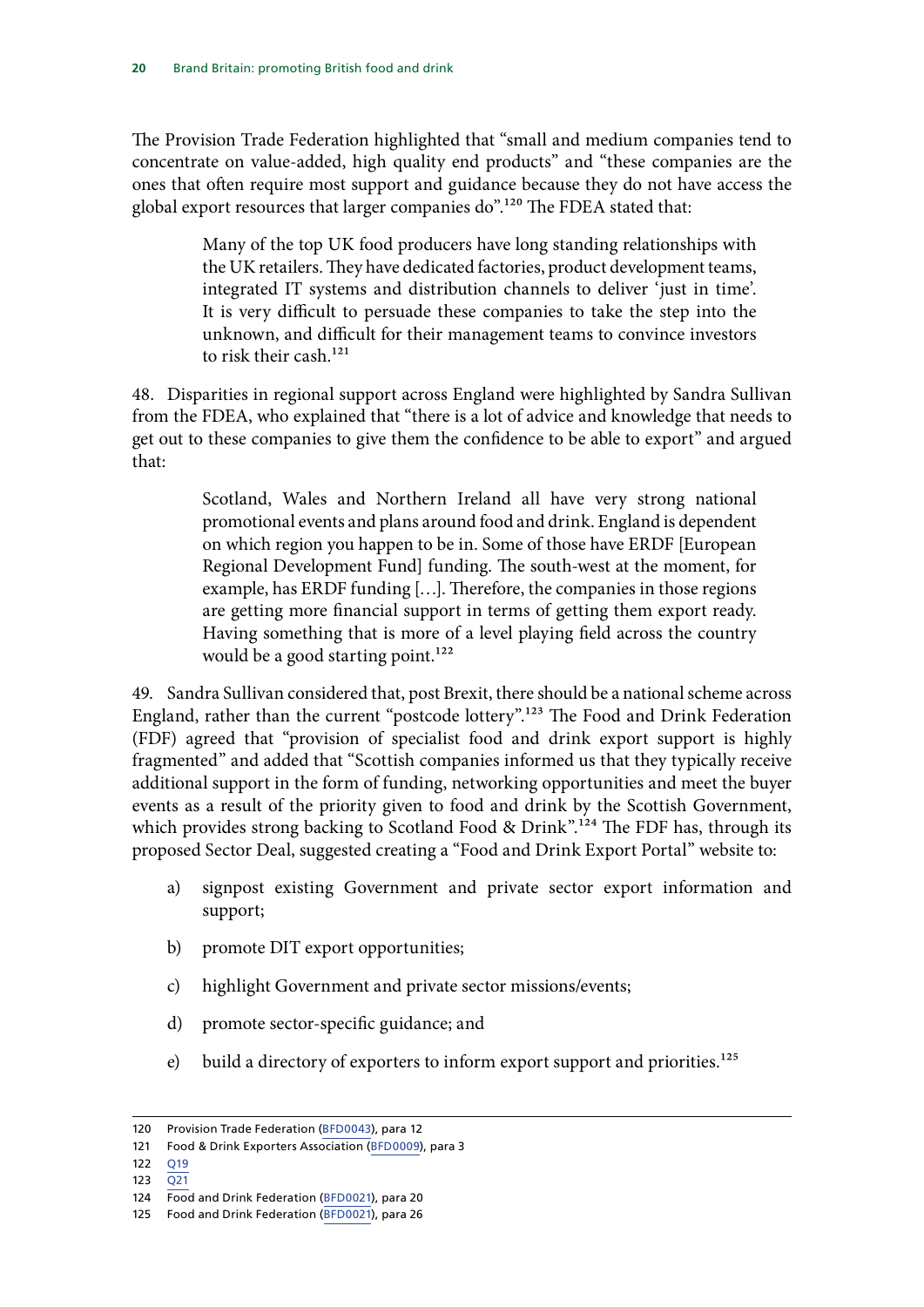The Provision Trade Federation highlighted that "small and medium companies tend to concentrate on value-added, high quality end products" and "these companies are the ones that often require most support and guidance because they do not have access the global export resources that larger companies do".[120] The FDEA stated that:

> Many of the top UK food producers have long standing relationships with the UK retailers. They have dedicated factories, product development teams, integrated IT systems and distribution channels to deliver 'just in time'. It is very difficult to persuade these companies to take the step into the unknown, and difficult for their management teams to convince investors to risk their cash.[121]

48. Disparities in regional support across England were highlighted by Sandra Sullivan from the FDEA, who explained that "there is a lot of advice and knowledge that needs to get out to these companies to give them the confidence to be able to export" and argued that:

> Scotland, Wales and Northern Ireland all have very strong national promotional events and plans around food and drink. England is dependent on which region you happen to be in. Some of those have ERDF [European Regional Development Fund] funding. The south-west at the moment, for example, has ERDF funding […]. Therefore, the companies in those regions are getting more financial support in terms of getting them export ready. Having something that is more of a level playing field across the country would be a good starting point.[122]

49. Sandra Sullivan considered that, post Brexit, there should be a national scheme across England, rather than the current "postcode lottery".[123] The Food and Drink Federation (FDF) agreed that "provision of specialist food and drink export support is highly fragmented" and added that "Scottish companies informed us that they typically receive additional support in the form of funding, networking opportunities and meet the buyer events as a result of the priority given to food and drink by the Scottish Government, which provides strong backing to Scotland Food & Drink".[124] The FDF has, through its proposed Sector Deal, suggested creating a "Food and Drink Export Portal" website to:

a) signpost existing Government and private sector export information and support;

b) promote DIT export opportunities;

c) highlight Government and private sector missions/events;

d) promote sector-specific guidance; and

e) build a directory of exporters to inform export support and priorities.[125]

---

120 Provision Trade Federation (BFD0043), para 12

121 Food & Drink Exporters Association (BFD0009), para 3

122 Q19

123 Q21

124 Food and Drink Federation (BFD0021), para 20

125 Food and Drink Federation (BFD0021), para 26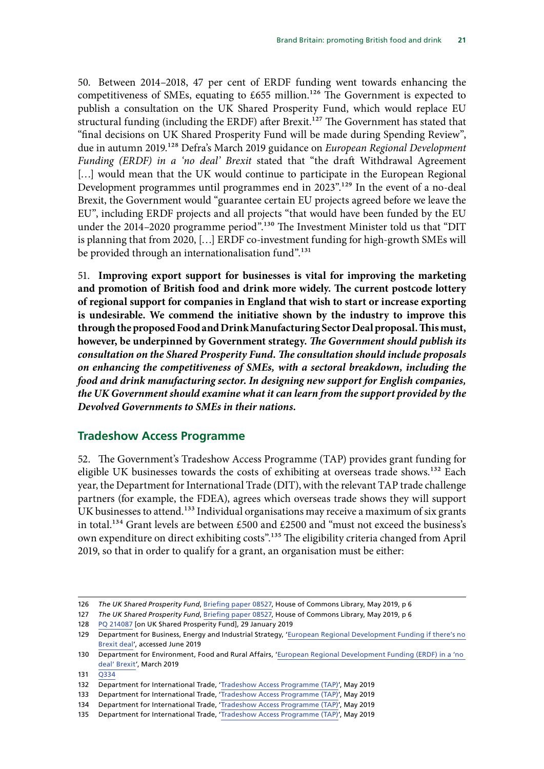50. Between 2014–2018, 47 per cent of ERDF funding went towards enhancing the competitiveness of SMEs, equating to £655 million.[126] The Government is expected to publish a consultation on the UK Shared Prosperity Fund, which would replace EU structural funding (including the ERDF) after Brexit.[127] The Government has stated that "final decisions on UK Shared Prosperity Fund will be made during Spending Review", due in autumn 2019.[128] Defra's March 2019 guidance on *European Regional Development Funding (ERDF) in a 'no deal' Brexit* stated that "the draft Withdrawal Agreement […] would mean that the UK would continue to participate in the European Regional Development programmes until programmes end in 2023".[129] In the event of a no-deal Brexit, the Government would "guarantee certain EU projects agreed before we leave the EU", including ERDF projects and all projects "that would have been funded by the EU under the 2014–2020 programme period".[130] The Investment Minister told us that "DIT is planning that from 2020, […] ERDF co-investment funding for high-growth SMEs will be provided through an internationalisation fund".[131]

51. **Improving export support for businesses is vital for improving the marketing and promotion of British food and drink more widely. The current postcode lottery of regional support for companies in England that wish to start or increase exporting is undesirable. We commend the initiative shown by the industry to improve this through the proposed Food and Drink Manufacturing Sector Deal proposal. This must, however, be underpinned by Government strategy.** ***The Government should publish its consultation on the Shared Prosperity Fund. The consultation should include proposals on enhancing the competitiveness of SMEs, with a sectoral breakdown, including the food and drink manufacturing sector. In designing new support for English companies, the UK Government should examine what it can learn from the support provided by the Devolved Governments to SMEs in their nations.***

## Tradeshow Access Programme

52. The Government's Tradeshow Access Programme (TAP) provides grant funding for eligible UK businesses towards the costs of exhibiting at overseas trade shows.[132] Each year, the Department for International Trade (DIT), with the relevant TAP trade challenge partners (for example, the FDEA), agrees which overseas trade shows they will support UK businesses to attend.[133] Individual organisations may receive a maximum of six grants in total.[134] Grant levels are between £500 and £2500 and "must not exceed the business's own expenditure on direct exhibiting costs".[135] The eligibility criteria changed from April 2019, so that in order to qualify for a grant, an organisation must be either:

---

126 *The UK Shared Prosperity Fund*, Briefing paper 08527, House of Commons Library, May 2019, p 6

127 *The UK Shared Prosperity Fund*, Briefing paper 08527, House of Commons Library, May 2019, p 6

128 PQ 214087 [on UK Shared Prosperity Fund], 29 January 2019

129 Department for Business, Energy and Industrial Strategy, 'European Regional Development Funding if there's no Brexit deal', accessed June 2019

130 Department for Environment, Food and Rural Affairs, 'European Regional Development Funding (ERDF) in a 'no deal' Brexit', March 2019

131 Q334

132 Department for International Trade, 'Tradeshow Access Programme (TAP)', May 2019

133 Department for International Trade, 'Tradeshow Access Programme (TAP)', May 2019

134 Department for International Trade, 'Tradeshow Access Programme (TAP)', May 2019

135 Department for International Trade, 'Tradeshow Access Programme (TAP)', May 2019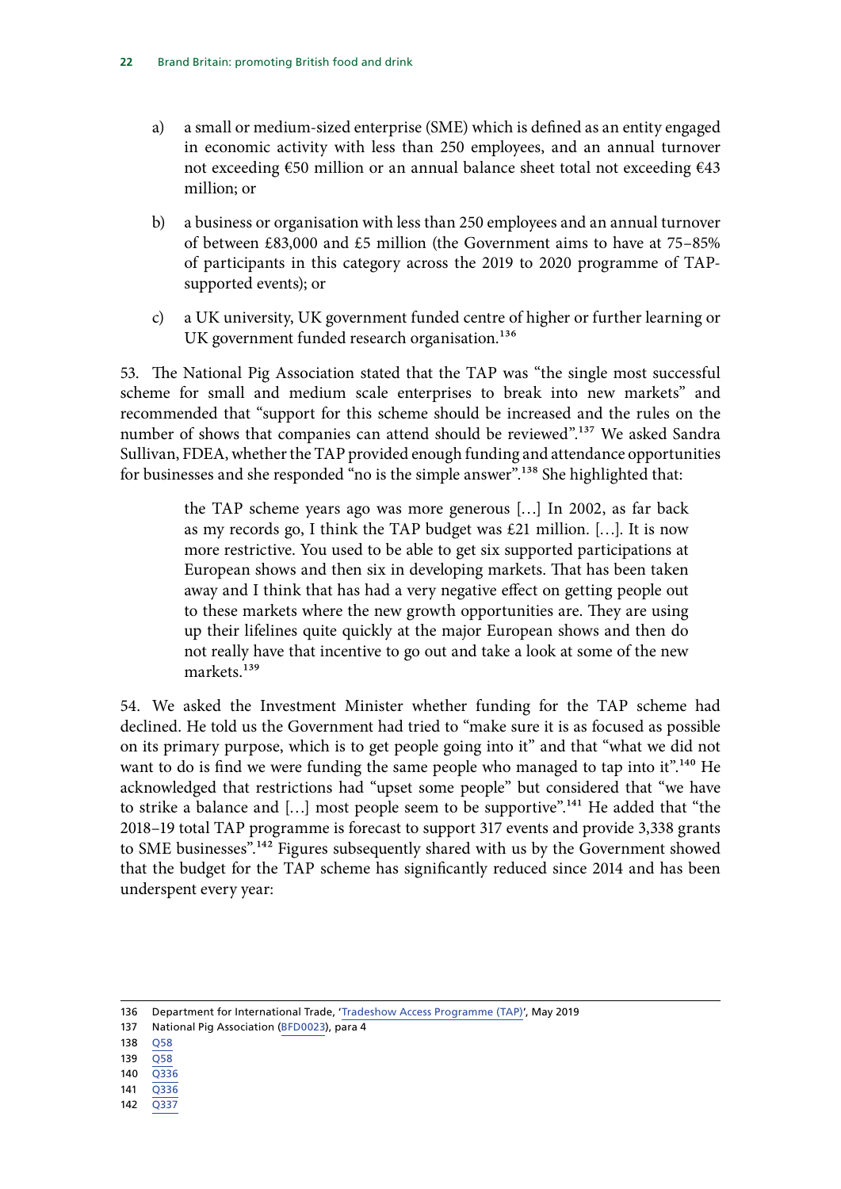a) a small or medium-sized enterprise (SME) which is defined as an entity engaged in economic activity with less than 250 employees, and an annual turnover not exceeding €50 million or an annual balance sheet total not exceeding €43 million; or

b) a business or organisation with less than 250 employees and an annual turnover of between £83,000 and £5 million (the Government aims to have at 75–85% of participants in this category across the 2019 to 2020 programme of TAP-supported events); or

c) a UK university, UK government funded centre of higher or further learning or UK government funded research organisation.[136]

53. The National Pig Association stated that the TAP was "the single most successful scheme for small and medium scale enterprises to break into new markets" and recommended that "support for this scheme should be increased and the rules on the number of shows that companies can attend should be reviewed".[137] We asked Sandra Sullivan, FDEA, whether the TAP provided enough funding and attendance opportunities for businesses and she responded "no is the simple answer".[138] She highlighted that:

> the TAP scheme years ago was more generous […] In 2002, as far back as my records go, I think the TAP budget was £21 million. […]. It is now more restrictive. You used to be able to get six supported participations at European shows and then six in developing markets. That has been taken away and I think that has had a very negative effect on getting people out to these markets where the new growth opportunities are. They are using up their lifelines quite quickly at the major European shows and then do not really have that incentive to go out and take a look at some of the new markets.[139]

54. We asked the Investment Minister whether funding for the TAP scheme had declined. He told us the Government had tried to "make sure it is as focused as possible on its primary purpose, which is to get people going into it" and that "what we did not want to do is find we were funding the same people who managed to tap into it".[140] He acknowledged that restrictions had "upset some people" but considered that "we have to strike a balance and […] most people seem to be supportive".[141] He added that "the 2018–19 total TAP programme is forecast to support 317 events and provide 3,338 grants to SME businesses".[142] Figures subsequently shared with us by the Government showed that the budget for the TAP scheme has significantly reduced since 2014 and has been underspent every year:

136 Department for International Trade, 'Tradeshow Access Programme (TAP)', May 2019

137 National Pig Association (BFD0023), para 4

138 Q58

139 Q58

140 Q336

141 Q336

142 Q337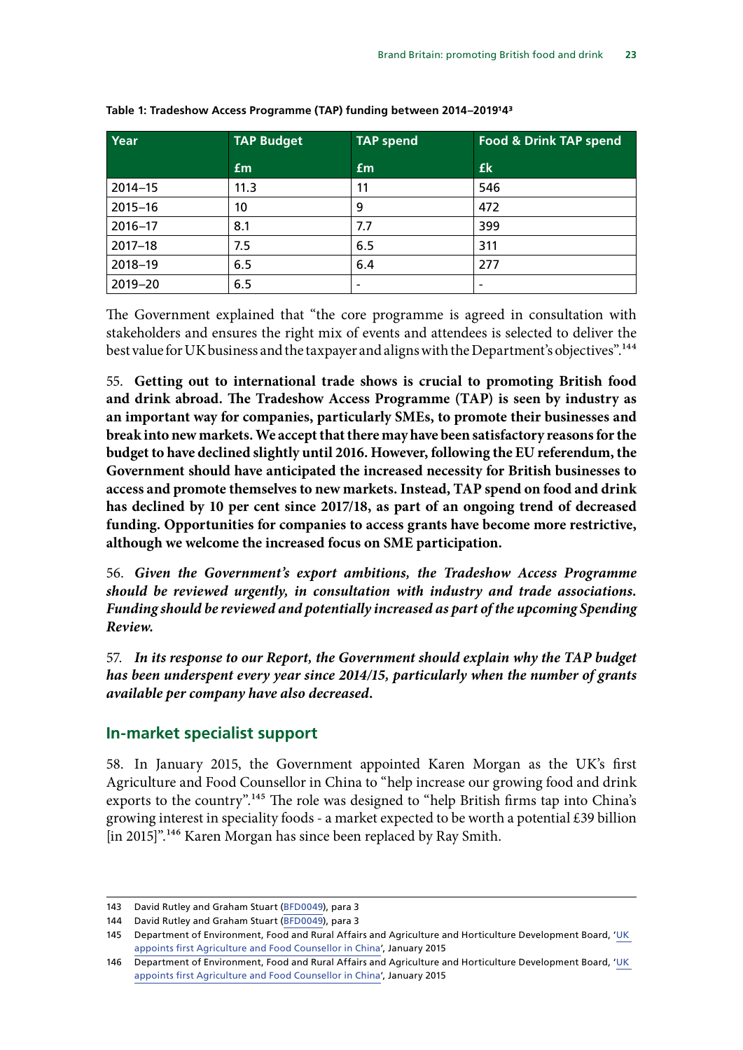**Table 1: Tradeshow Access Programme (TAP) funding between 2014–2019**[143]

| Year | TAP Budget | TAP spend | Food & Drink TAP spend |
|---|---|---|---|
| | £m | £m | £k |
| 2014–15 | 11.3 | 11 | 546 |
| 2015–16 | 10 | 9 | 472 |
| 2016–17 | 8.1 | 7.7 | 399 |
| 2017–18 | 7.5 | 6.5 | 311 |
| 2018–19 | 6.5 | 6.4 | 277 |
| 2019–20 | 6.5 | - | - |

The Government explained that "the core programme is agreed in consultation with stakeholders and ensures the right mix of events and attendees is selected to deliver the best value for UK business and the taxpayer and aligns with the Department's objectives".[144]

55. **Getting out to international trade shows is crucial to promoting British food and drink abroad. The Tradeshow Access Programme (TAP) is seen by industry as an important way for companies, particularly SMEs, to promote their businesses and break into new markets. We accept that there may have been satisfactory reasons for the budget to have declined slightly until 2016. However, following the EU referendum, the Government should have anticipated the increased necessity for British businesses to access and promote themselves to new markets. Instead, TAP spend on food and drink has declined by 10 per cent since 2017/18, as part of an ongoing trend of decreased funding. Opportunities for companies to access grants have become more restrictive, although we welcome the increased focus on SME participation.**

56. ***Given the Government's export ambitions, the Tradeshow Access Programme should be reviewed urgently, in consultation with industry and trade associations. Funding should be reviewed and potentially increased as part of the upcoming Spending Review.***

57. ***In its response to our Report, the Government should explain why the TAP budget has been underspent every year since 2014/15, particularly when the number of grants available per company have also decreased.***

## In-market specialist support

58. In January 2015, the Government appointed Karen Morgan as the UK's first Agriculture and Food Counsellor in China to "help increase our growing food and drink exports to the country".[145] The role was designed to "help British firms tap into China's growing interest in speciality foods - a market expected to be worth a potential £39 billion [in 2015]".[146] Karen Morgan has since been replaced by Ray Smith.

143 David Rutley and Graham Stuart (BFD0049), para 3

144 David Rutley and Graham Stuart (BFD0049), para 3

145 Department of Environment, Food and Rural Affairs and Agriculture and Horticulture Development Board, 'UK appoints first Agriculture and Food Counsellor in China', January 2015

146 Department of Environment, Food and Rural Affairs and Agriculture and Horticulture Development Board, 'UK appoints first Agriculture and Food Counsellor in China', January 2015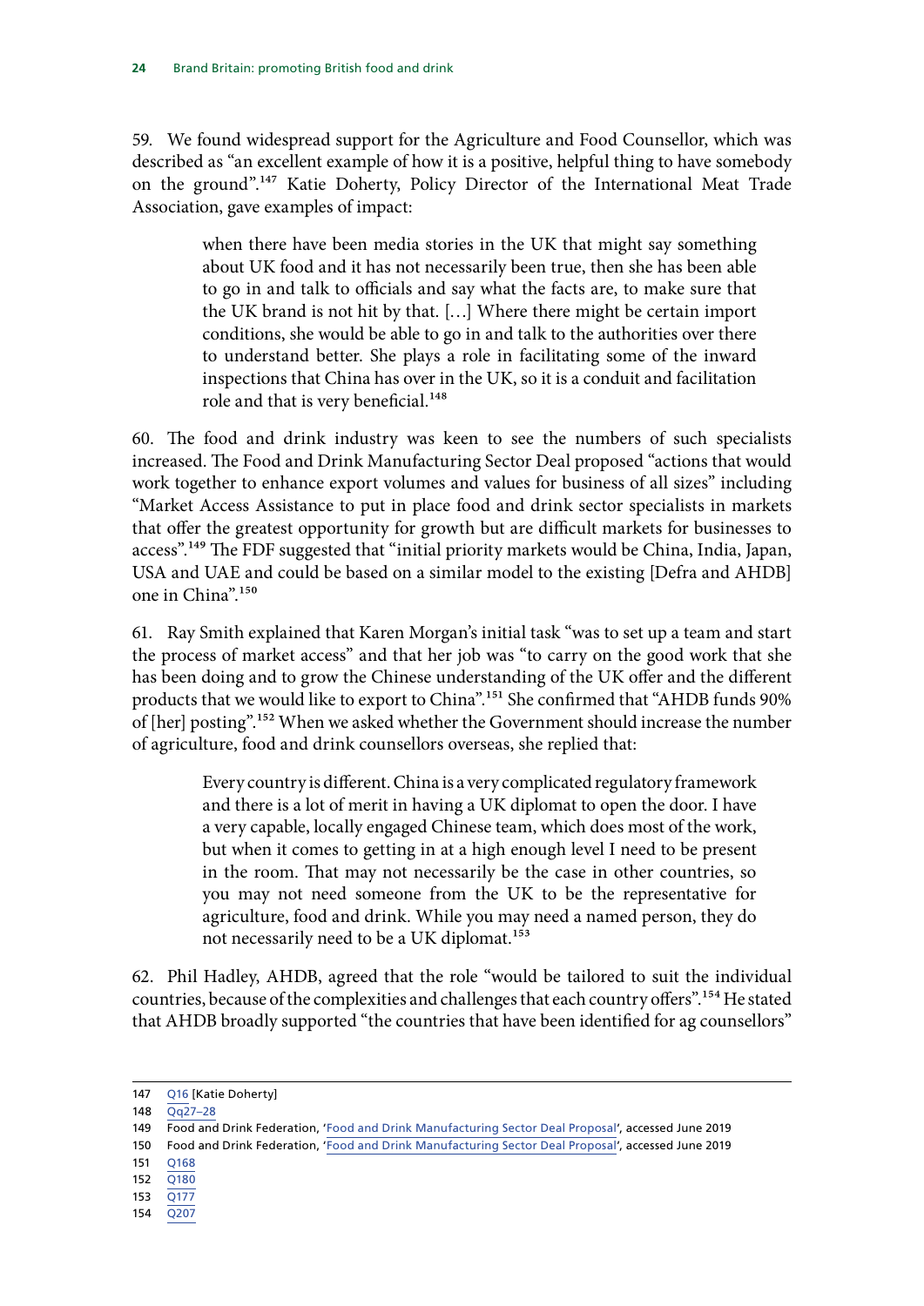59. We found widespread support for the Agriculture and Food Counsellor, which was described as "an excellent example of how it is a positive, helpful thing to have somebody on the ground".[147] Katie Doherty, Policy Director of the International Meat Trade Association, gave examples of impact:

> when there have been media stories in the UK that might say something about UK food and it has not necessarily been true, then she has been able to go in and talk to officials and say what the facts are, to make sure that the UK brand is not hit by that. […] Where there might be certain import conditions, she would be able to go in and talk to the authorities over there to understand better. She plays a role in facilitating some of the inward inspections that China has over in the UK, so it is a conduit and facilitation role and that is very beneficial.[148]

60. The food and drink industry was keen to see the numbers of such specialists increased. The Food and Drink Manufacturing Sector Deal proposed "actions that would work together to enhance export volumes and values for business of all sizes" including "Market Access Assistance to put in place food and drink sector specialists in markets that offer the greatest opportunity for growth but are difficult markets for businesses to access".[149] The FDF suggested that "initial priority markets would be China, India, Japan, USA and UAE and could be based on a similar model to the existing [Defra and AHDB] one in China".[150]

61. Ray Smith explained that Karen Morgan's initial task "was to set up a team and start the process of market access" and that her job was "to carry on the good work that she has been doing and to grow the Chinese understanding of the UK offer and the different products that we would like to export to China".[151] She confirmed that "AHDB funds 90% of [her] posting".[152] When we asked whether the Government should increase the number of agriculture, food and drink counsellors overseas, she replied that:

> Every country is different. China is a very complicated regulatory framework and there is a lot of merit in having a UK diplomat to open the door. I have a very capable, locally engaged Chinese team, which does most of the work, but when it comes to getting in at a high enough level I need to be present in the room. That may not necessarily be the case in other countries, so you may not need someone from the UK to be the representative for agriculture, food and drink. While you may need a named person, they do not necessarily need to be a UK diplomat.[153]

62. Phil Hadley, AHDB, agreed that the role "would be tailored to suit the individual countries, because of the complexities and challenges that each country offers".[154] He stated that AHDB broadly supported "the countries that have been identified for ag counsellors"

---

147 Q16 [Katie Doherty]

148 Qq27–28

149 Food and Drink Federation, 'Food and Drink Manufacturing Sector Deal Proposal', accessed June 2019

150 Food and Drink Federation, 'Food and Drink Manufacturing Sector Deal Proposal', accessed June 2019

151 Q168

152 Q180

153 Q177

154 Q207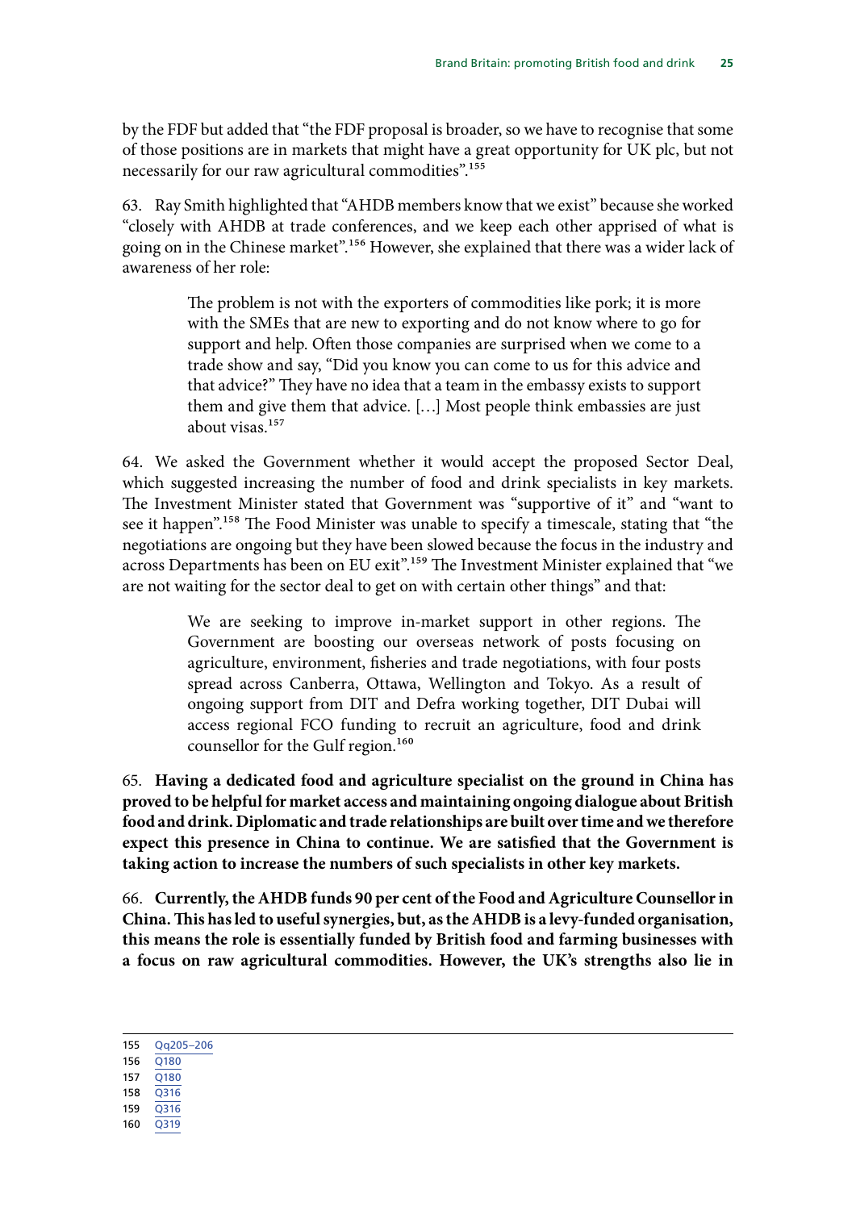by the FDF but added that "the FDF proposal is broader, so we have to recognise that some of those positions are in markets that might have a great opportunity for UK plc, but not necessarily for our raw agricultural commodities".[155]

63. Ray Smith highlighted that "AHDB members know that we exist" because she worked "closely with AHDB at trade conferences, and we keep each other apprised of what is going on in the Chinese market".[156] However, she explained that there was a wider lack of awareness of her role:

> The problem is not with the exporters of commodities like pork; it is more with the SMEs that are new to exporting and do not know where to go for support and help. Often those companies are surprised when we come to a trade show and say, "Did you know you can come to us for this advice and that advice?" They have no idea that a team in the embassy exists to support them and give them that advice. […] Most people think embassies are just about visas.[157]

64. We asked the Government whether it would accept the proposed Sector Deal, which suggested increasing the number of food and drink specialists in key markets. The Investment Minister stated that Government was "supportive of it" and "want to see it happen".[158] The Food Minister was unable to specify a timescale, stating that "the negotiations are ongoing but they have been slowed because the focus in the industry and across Departments has been on EU exit".[159] The Investment Minister explained that "we are not waiting for the sector deal to get on with certain other things" and that:

> We are seeking to improve in-market support in other regions. The Government are boosting our overseas network of posts focusing on agriculture, environment, fisheries and trade negotiations, with four posts spread across Canberra, Ottawa, Wellington and Tokyo. As a result of ongoing support from DIT and Defra working together, DIT Dubai will access regional FCO funding to recruit an agriculture, food and drink counsellor for the Gulf region.[160]

65. **Having a dedicated food and agriculture specialist on the ground in China has proved to be helpful for market access and maintaining ongoing dialogue about British food and drink. Diplomatic and trade relationships are built over time and we therefore expect this presence in China to continue. We are satisfied that the Government is taking action to increase the numbers of such specialists in other key markets.**

66. **Currently, the AHDB funds 90 per cent of the Food and Agriculture Counsellor in China. This has led to useful synergies, but, as the AHDB is a levy-funded organisation, this means the role is essentially funded by British food and farming businesses with a focus on raw agricultural commodities. However, the UK's strengths also lie in**

155 Qq205–206
156 Q180
157 Q180
158 Q316
159 Q316
160 Q319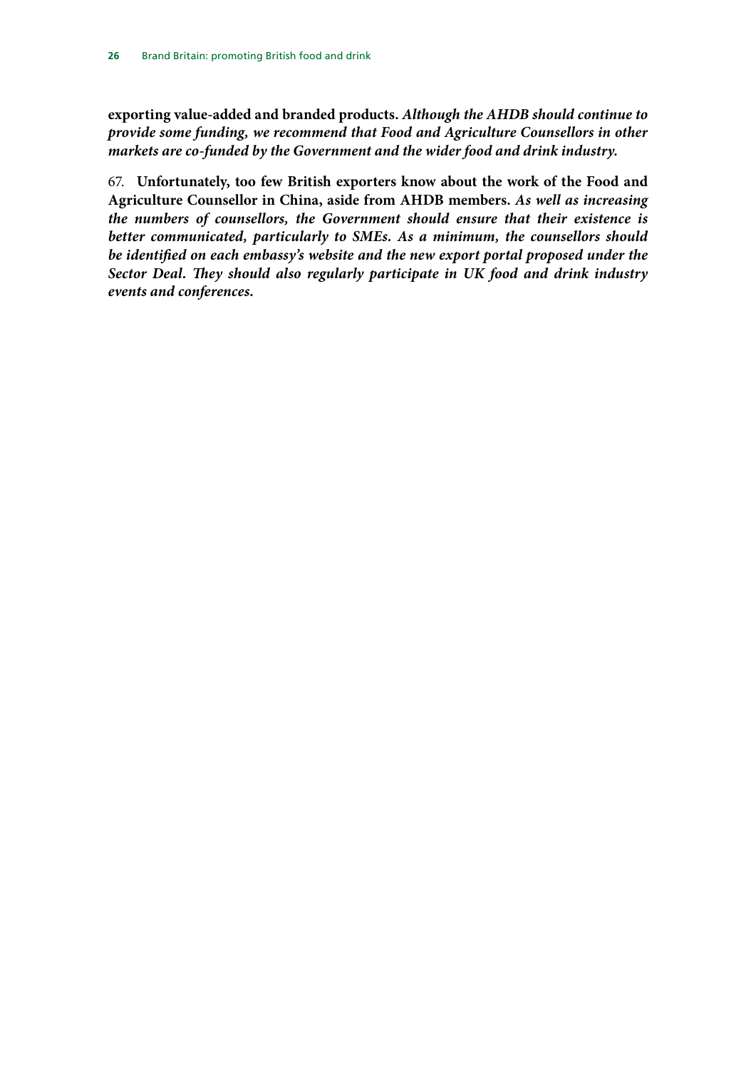**exporting value-added and branded products.** ***Although the AHDB should continue to provide some funding, we recommend that Food and Agriculture Counsellors in other markets are co-funded by the Government and the wider food and drink industry.***

67. **Unfortunately, too few British exporters know about the work of the Food and Agriculture Counsellor in China, aside from AHDB members.** ***As well as increasing the numbers of counsellors, the Government should ensure that their existence is better communicated, particularly to SMEs. As a minimum, the counsellors should be identified on each embassy's website and the new export portal proposed under the Sector Deal. They should also regularly participate in UK food and drink industry events and conferences.***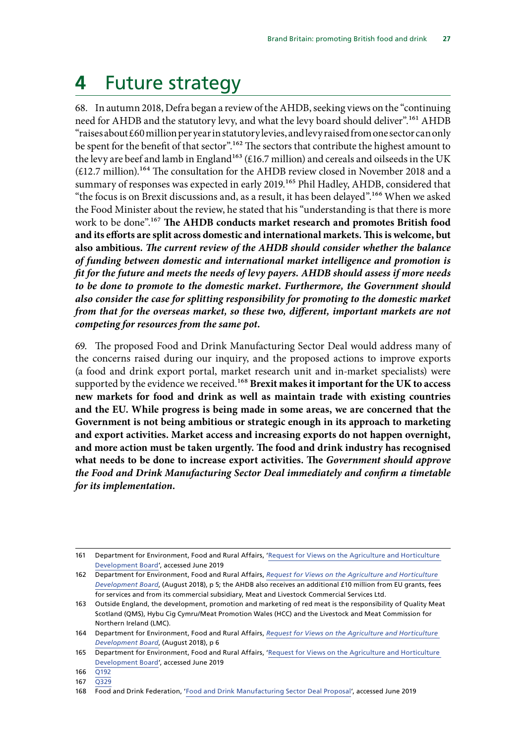# 4 Future strategy

68. In autumn 2018, Defra began a review of the AHDB, seeking views on the "continuing need for AHDB and the statutory levy, and what the levy board should deliver".[161] AHDB "raises about £60 million per year in statutory levies, and levy raised from one sector can only be spent for the benefit of that sector".[162] The sectors that contribute the highest amount to the levy are beef and lamb in England[163] (£16.7 million) and cereals and oilseeds in the UK (£12.7 million).[164] The consultation for the AHDB review closed in November 2018 and a summary of responses was expected in early 2019.[165] Phil Hadley, AHDB, considered that "the focus is on Brexit discussions and, as a result, it has been delayed".[166] When we asked the Food Minister about the review, he stated that his "understanding is that there is more work to be done".[167] **The AHDB conducts market research and promotes British food and its efforts are split across domestic and international markets. This is welcome, but also ambitious.** ***The current review of the AHDB should consider whether the balance of funding between domestic and international market intelligence and promotion is fit for the future and meets the needs of levy payers. AHDB should assess if more needs to be done to promote to the domestic market. Furthermore, the Government should also consider the case for splitting responsibility for promoting to the domestic market from that for the overseas market, so these two, different, important markets are not competing for resources from the same pot.***

69. The proposed Food and Drink Manufacturing Sector Deal would address many of the concerns raised during our inquiry, and the proposed actions to improve exports (a food and drink export portal, market research unit and in-market specialists) were supported by the evidence we received.[168] **Brexit makes it important for the UK to access new markets for food and drink as well as maintain trade with existing countries and the EU. While progress is being made in some areas, we are concerned that the Government is not being ambitious or strategic enough in its approach to marketing and export activities. Market access and increasing exports do not happen overnight, and more action must be taken urgently. The food and drink industry has recognised what needs to be done to increase export activities. The** ***Government should approve the Food and Drink Manufacturing Sector Deal immediately and confirm a timetable for its implementation.***

---

161 Department for Environment, Food and Rural Affairs, 'Request for Views on the Agriculture and Horticulture Development Board', accessed June 2019

162 Department for Environment, Food and Rural Affairs, *Request for Views on the Agriculture and Horticulture Development Board*, (August 2018), p 5; the AHDB also receives an additional £10 million from EU grants, fees for services and from its commercial subsidiary, Meat and Livestock Commercial Services Ltd.

163 Outside England, the development, promotion and marketing of red meat is the responsibility of Quality Meat Scotland (QMS), Hybu Cig Cymru/Meat Promotion Wales (HCC) and the Livestock and Meat Commission for Northern Ireland (LMC).

164 Department for Environment, Food and Rural Affairs, *Request for Views on the Agriculture and Horticulture Development Board*, (August 2018), p 6

165 Department for Environment, Food and Rural Affairs, 'Request for Views on the Agriculture and Horticulture Development Board', accessed June 2019

166 Q192

167 Q329

168 Food and Drink Federation, 'Food and Drink Manufacturing Sector Deal Proposal', accessed June 2019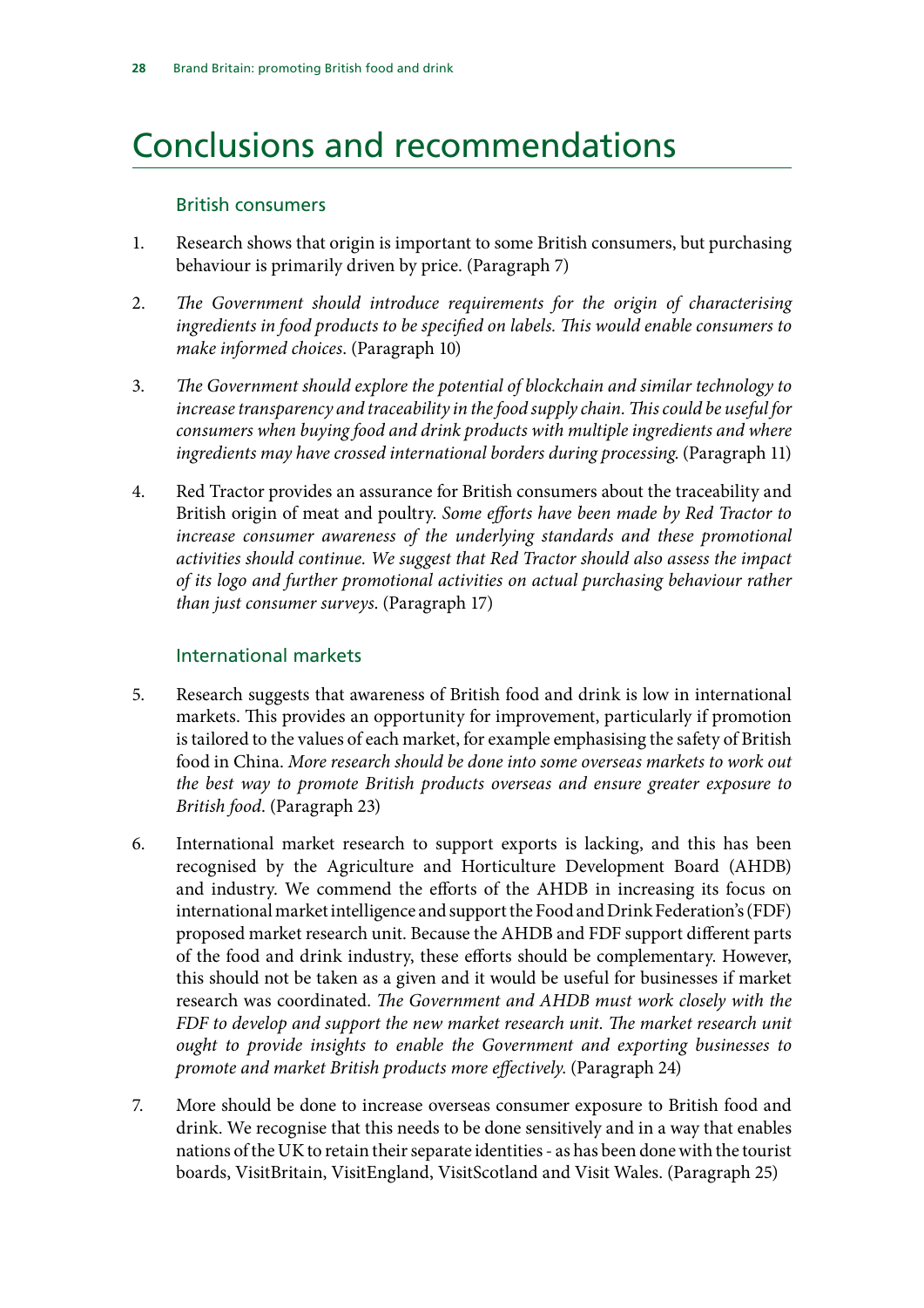# Conclusions and recommendations

## British consumers

1. Research shows that origin is important to some British consumers, but purchasing behaviour is primarily driven by price. (Paragraph 7)

2. *The Government should introduce requirements for the origin of characterising ingredients in food products to be specified on labels. This would enable consumers to make informed choices.* (Paragraph 10)

3. *The Government should explore the potential of blockchain and similar technology to increase transparency and traceability in the food supply chain. This could be useful for consumers when buying food and drink products with multiple ingredients and where ingredients may have crossed international borders during processing.* (Paragraph 11)

4. Red Tractor provides an assurance for British consumers about the traceability and British origin of meat and poultry. *Some efforts have been made by Red Tractor to increase consumer awareness of the underlying standards and these promotional activities should continue. We suggest that Red Tractor should also assess the impact of its logo and further promotional activities on actual purchasing behaviour rather than just consumer surveys.* (Paragraph 17)

## International markets

5. Research suggests that awareness of British food and drink is low in international markets. This provides an opportunity for improvement, particularly if promotion is tailored to the values of each market, for example emphasising the safety of British food in China. *More research should be done into some overseas markets to work out the best way to promote British products overseas and ensure greater exposure to British food.* (Paragraph 23)

6. International market research to support exports is lacking, and this has been recognised by the Agriculture and Horticulture Development Board (AHDB) and industry. We commend the efforts of the AHDB in increasing its focus on international market intelligence and support the Food and Drink Federation's (FDF) proposed market research unit. Because the AHDB and FDF support different parts of the food and drink industry, these efforts should be complementary. However, this should not be taken as a given and it would be useful for businesses if market research was coordinated. *The Government and AHDB must work closely with the FDF to develop and support the new market research unit. The market research unit ought to provide insights to enable the Government and exporting businesses to promote and market British products more effectively.* (Paragraph 24)

7. More should be done to increase overseas consumer exposure to British food and drink. We recognise that this needs to be done sensitively and in a way that enables nations of the UK to retain their separate identities - as has been done with the tourist boards, VisitBritain, VisitEngland, VisitScotland and Visit Wales. (Paragraph 25)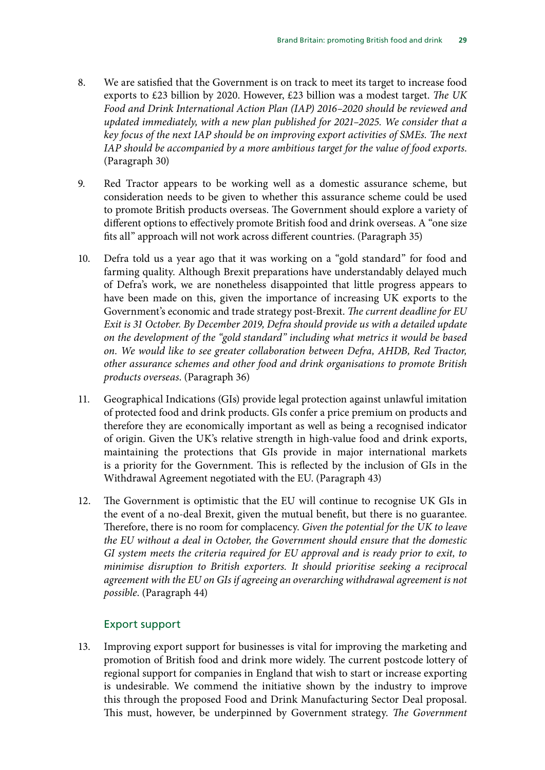8. We are satisfied that the Government is on track to meet its target to increase food exports to £23 billion by 2020. However, £23 billion was a modest target. *The UK Food and Drink International Action Plan (IAP) 2016–2020 should be reviewed and updated immediately, with a new plan published for 2021–2025. We consider that a key focus of the next IAP should be on improving export activities of SMEs. The next IAP should be accompanied by a more ambitious target for the value of food exports.* (Paragraph 30)

9. Red Tractor appears to be working well as a domestic assurance scheme, but consideration needs to be given to whether this assurance scheme could be used to promote British products overseas. The Government should explore a variety of different options to effectively promote British food and drink overseas. A "one size fits all" approach will not work across different countries. (Paragraph 35)

10. Defra told us a year ago that it was working on a "gold standard" for food and farming quality. Although Brexit preparations have understandably delayed much of Defra's work, we are nonetheless disappointed that little progress appears to have been made on this, given the importance of increasing UK exports to the Government's economic and trade strategy post-Brexit. *The current deadline for EU Exit is 31 October. By December 2019, Defra should provide us with a detailed update on the development of the "gold standard" including what metrics it would be based on. We would like to see greater collaboration between Defra, AHDB, Red Tractor, other assurance schemes and other food and drink organisations to promote British products overseas.* (Paragraph 36)

11. Geographical Indications (GIs) provide legal protection against unlawful imitation of protected food and drink products. GIs confer a price premium on products and therefore they are economically important as well as being a recognised indicator of origin. Given the UK's relative strength in high-value food and drink exports, maintaining the protections that GIs provide in major international markets is a priority for the Government. This is reflected by the inclusion of GIs in the Withdrawal Agreement negotiated with the EU. (Paragraph 43)

12. The Government is optimistic that the EU will continue to recognise UK GIs in the event of a no-deal Brexit, given the mutual benefit, but there is no guarantee. Therefore, there is no room for complacency. *Given the potential for the UK to leave the EU without a deal in October, the Government should ensure that the domestic GI system meets the criteria required for EU approval and is ready prior to exit, to minimise disruption to British exporters. It should prioritise seeking a reciprocal agreement with the EU on GIs if agreeing an overarching withdrawal agreement is not possible.* (Paragraph 44)

### Export support

13. Improving export support for businesses is vital for improving the marketing and promotion of British food and drink more widely. The current postcode lottery of regional support for companies in England that wish to start or increase exporting is undesirable. We commend the initiative shown by the industry to improve this through the proposed Food and Drink Manufacturing Sector Deal proposal. This must, however, be underpinned by Government strategy. *The Government*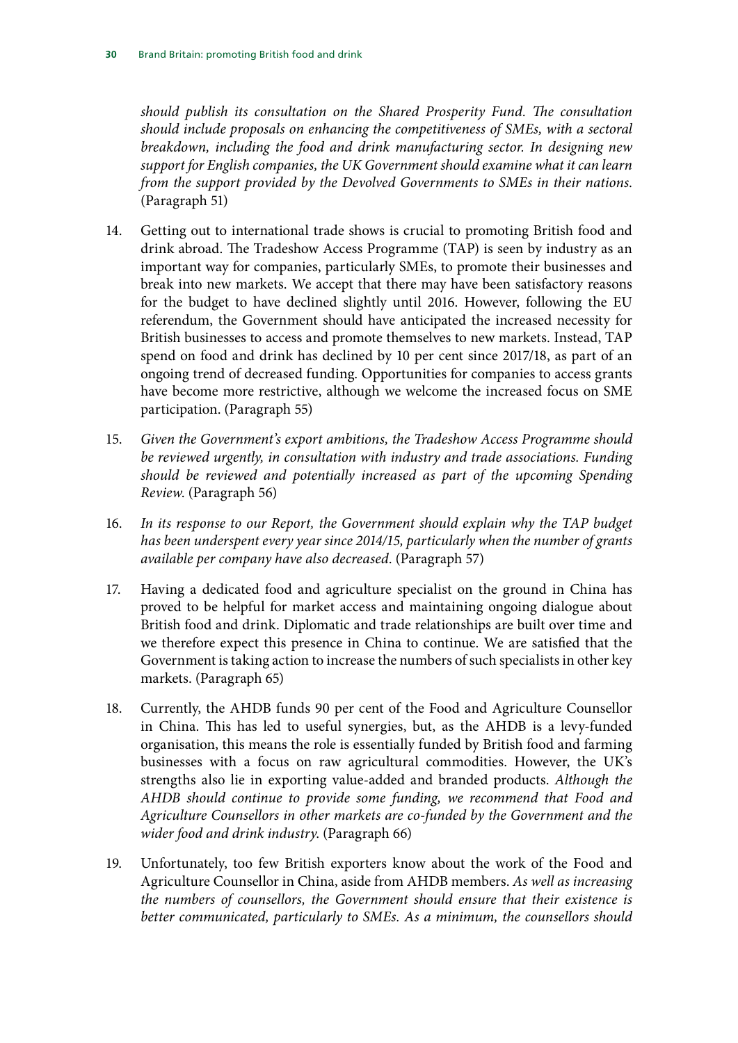*should publish its consultation on the Shared Prosperity Fund. The consultation should include proposals on enhancing the competitiveness of SMEs, with a sectoral breakdown, including the food and drink manufacturing sector. In designing new support for English companies, the UK Government should examine what it can learn from the support provided by the Devolved Governments to SMEs in their nations.* (Paragraph 51)

14. Getting out to international trade shows is crucial to promoting British food and drink abroad. The Tradeshow Access Programme (TAP) is seen by industry as an important way for companies, particularly SMEs, to promote their businesses and break into new markets. We accept that there may have been satisfactory reasons for the budget to have declined slightly until 2016. However, following the EU referendum, the Government should have anticipated the increased necessity for British businesses to access and promote themselves to new markets. Instead, TAP spend on food and drink has declined by 10 per cent since 2017/18, as part of an ongoing trend of decreased funding. Opportunities for companies to access grants have become more restrictive, although we welcome the increased focus on SME participation. (Paragraph 55)

15. *Given the Government's export ambitions, the Tradeshow Access Programme should be reviewed urgently, in consultation with industry and trade associations. Funding should be reviewed and potentially increased as part of the upcoming Spending Review.* (Paragraph 56)

16. *In its response to our Report, the Government should explain why the TAP budget has been underspent every year since 2014/15, particularly when the number of grants available per company have also decreased.* (Paragraph 57)

17. Having a dedicated food and agriculture specialist on the ground in China has proved to be helpful for market access and maintaining ongoing dialogue about British food and drink. Diplomatic and trade relationships are built over time and we therefore expect this presence in China to continue. We are satisfied that the Government is taking action to increase the numbers of such specialists in other key markets. (Paragraph 65)

18. Currently, the AHDB funds 90 per cent of the Food and Agriculture Counsellor in China. This has led to useful synergies, but, as the AHDB is a levy-funded organisation, this means the role is essentially funded by British food and farming businesses with a focus on raw agricultural commodities. However, the UK's strengths also lie in exporting value-added and branded products. *Although the AHDB should continue to provide some funding, we recommend that Food and Agriculture Counsellors in other markets are co-funded by the Government and the wider food and drink industry.* (Paragraph 66)

19. Unfortunately, too few British exporters know about the work of the Food and Agriculture Counsellor in China, aside from AHDB members. *As well as increasing the numbers of counsellors, the Government should ensure that their existence is better communicated, particularly to SMEs. As a minimum, the counsellors should*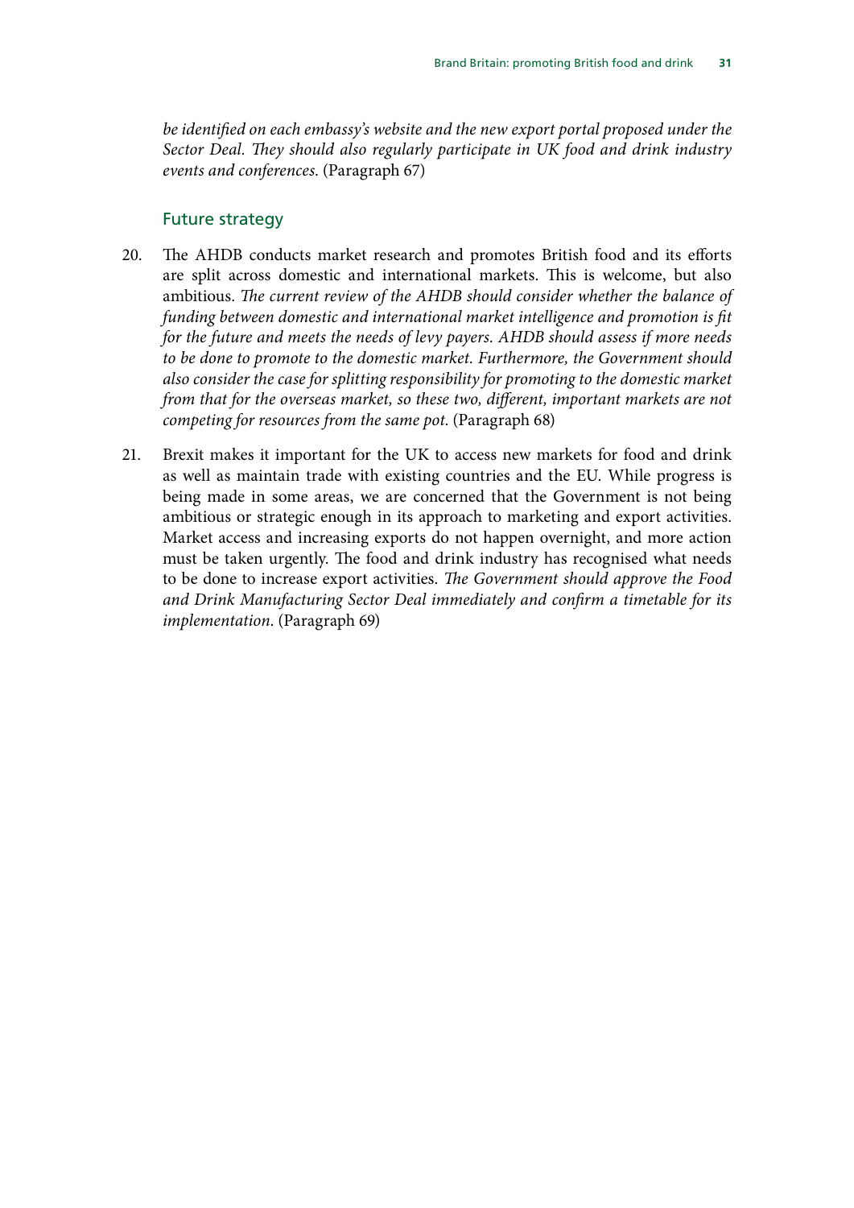*be identified on each embassy's website and the new export portal proposed under the Sector Deal. They should also regularly participate in UK food and drink industry events and conferences.* (Paragraph 67)

### Future strategy

20. The AHDB conducts market research and promotes British food and its efforts are split across domestic and international markets. This is welcome, but also ambitious. *The current review of the AHDB should consider whether the balance of funding between domestic and international market intelligence and promotion is fit for the future and meets the needs of levy payers. AHDB should assess if more needs to be done to promote to the domestic market. Furthermore, the Government should also consider the case for splitting responsibility for promoting to the domestic market from that for the overseas market, so these two, different, important markets are not competing for resources from the same pot.* (Paragraph 68)

21. Brexit makes it important for the UK to access new markets for food and drink as well as maintain trade with existing countries and the EU. While progress is being made in some areas, we are concerned that the Government is not being ambitious or strategic enough in its approach to marketing and export activities. Market access and increasing exports do not happen overnight, and more action must be taken urgently. The food and drink industry has recognised what needs to be done to increase export activities. *The Government should approve the Food and Drink Manufacturing Sector Deal immediately and confirm a timetable for its implementation.* (Paragraph 69)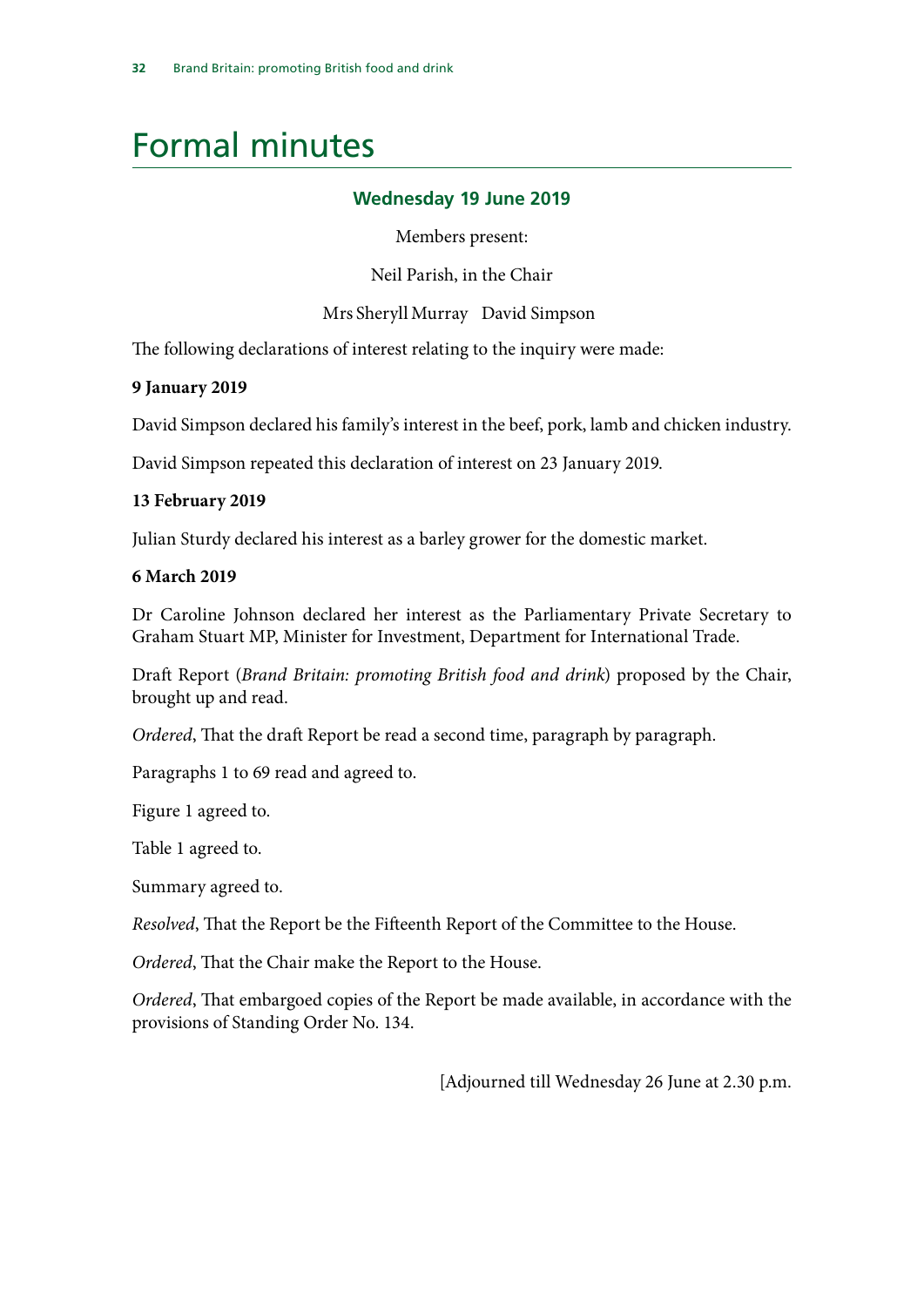# Formal minutes

### Wednesday 19 June 2019

Members present:

Neil Parish, in the Chair

Mrs Sheryll Murray David Simpson

The following declarations of interest relating to the inquiry were made:

**9 January 2019**

David Simpson declared his family's interest in the beef, pork, lamb and chicken industry.

David Simpson repeated this declaration of interest on 23 January 2019.

**13 February 2019**

Julian Sturdy declared his interest as a barley grower for the domestic market.

**6 March 2019**

Dr Caroline Johnson declared her interest as the Parliamentary Private Secretary to Graham Stuart MP, Minister for Investment, Department for International Trade.

Draft Report (*Brand Britain: promoting British food and drink*) proposed by the Chair, brought up and read.

*Ordered*, That the draft Report be read a second time, paragraph by paragraph.

Paragraphs 1 to 69 read and agreed to.

Figure 1 agreed to.

Table 1 agreed to.

Summary agreed to.

*Resolved*, That the Report be the Fifteenth Report of the Committee to the House.

*Ordered*, That the Chair make the Report to the House.

*Ordered*, That embargoed copies of the Report be made available, in accordance with the provisions of Standing Order No. 134.

[Adjourned till Wednesday 26 June at 2.30 p.m.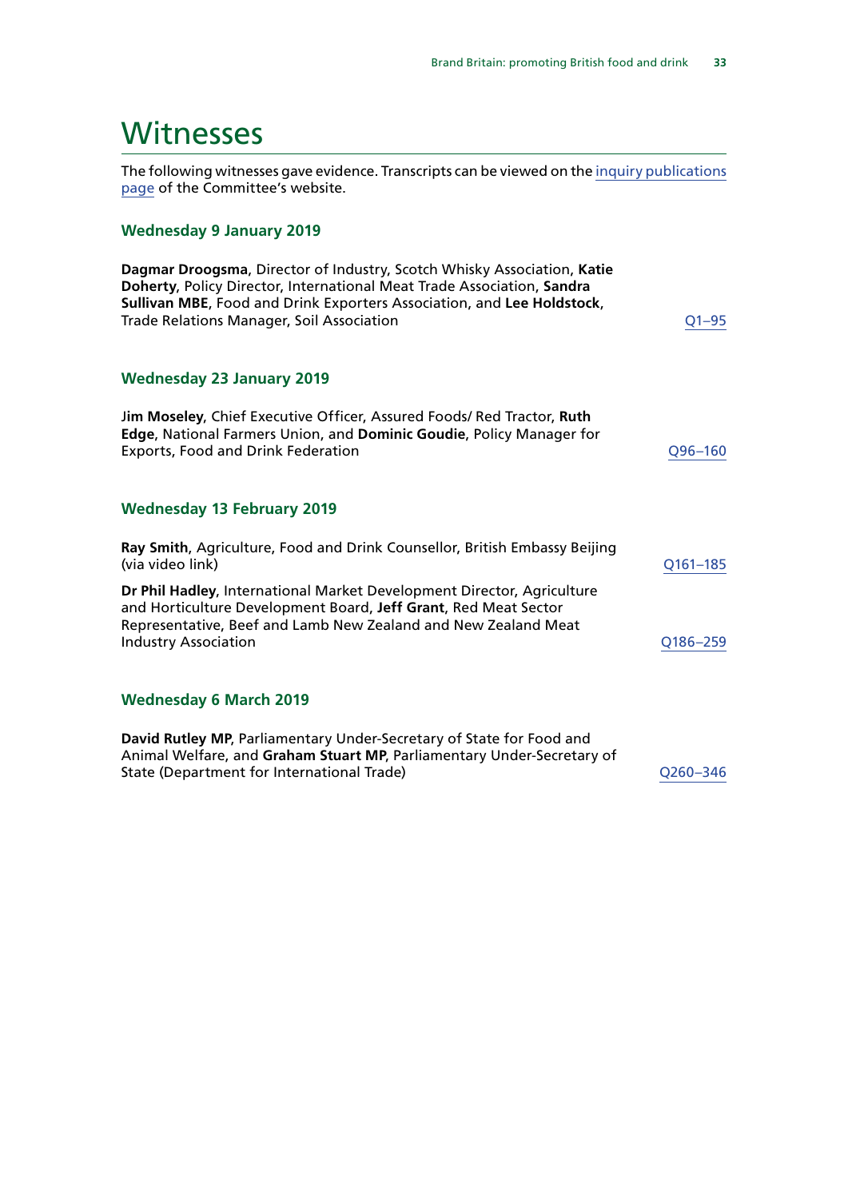# Witnesses

The following witnesses gave evidence. Transcripts can be viewed on the inquiry publications page of the Committee's website.

### Wednesday 9 January 2019

**Dagmar Droogsma**, Director of Industry, Scotch Whisky Association, **Katie Doherty**, Policy Director, International Meat Trade Association, **Sandra Sullivan MBE**, Food and Drink Exporters Association, and **Lee Holdstock**, Trade Relations Manager, Soil Association — Q1–95

### Wednesday 23 January 2019

**Jim Moseley**, Chief Executive Officer, Assured Foods/ Red Tractor, **Ruth Edge**, National Farmers Union, and **Dominic Goudie**, Policy Manager for Exports, Food and Drink Federation — Q96–160

### Wednesday 13 February 2019

**Ray Smith**, Agriculture, Food and Drink Counsellor, British Embassy Beijing (via video link) — Q161–185

**Dr Phil Hadley**, International Market Development Director, Agriculture and Horticulture Development Board, **Jeff Grant**, Red Meat Sector Representative, Beef and Lamb New Zealand and New Zealand Meat Industry Association — Q186–259

### Wednesday 6 March 2019

**David Rutley MP**, Parliamentary Under-Secretary of State for Food and Animal Welfare, and **Graham Stuart MP**, Parliamentary Under-Secretary of State (Department for International Trade) — Q260–346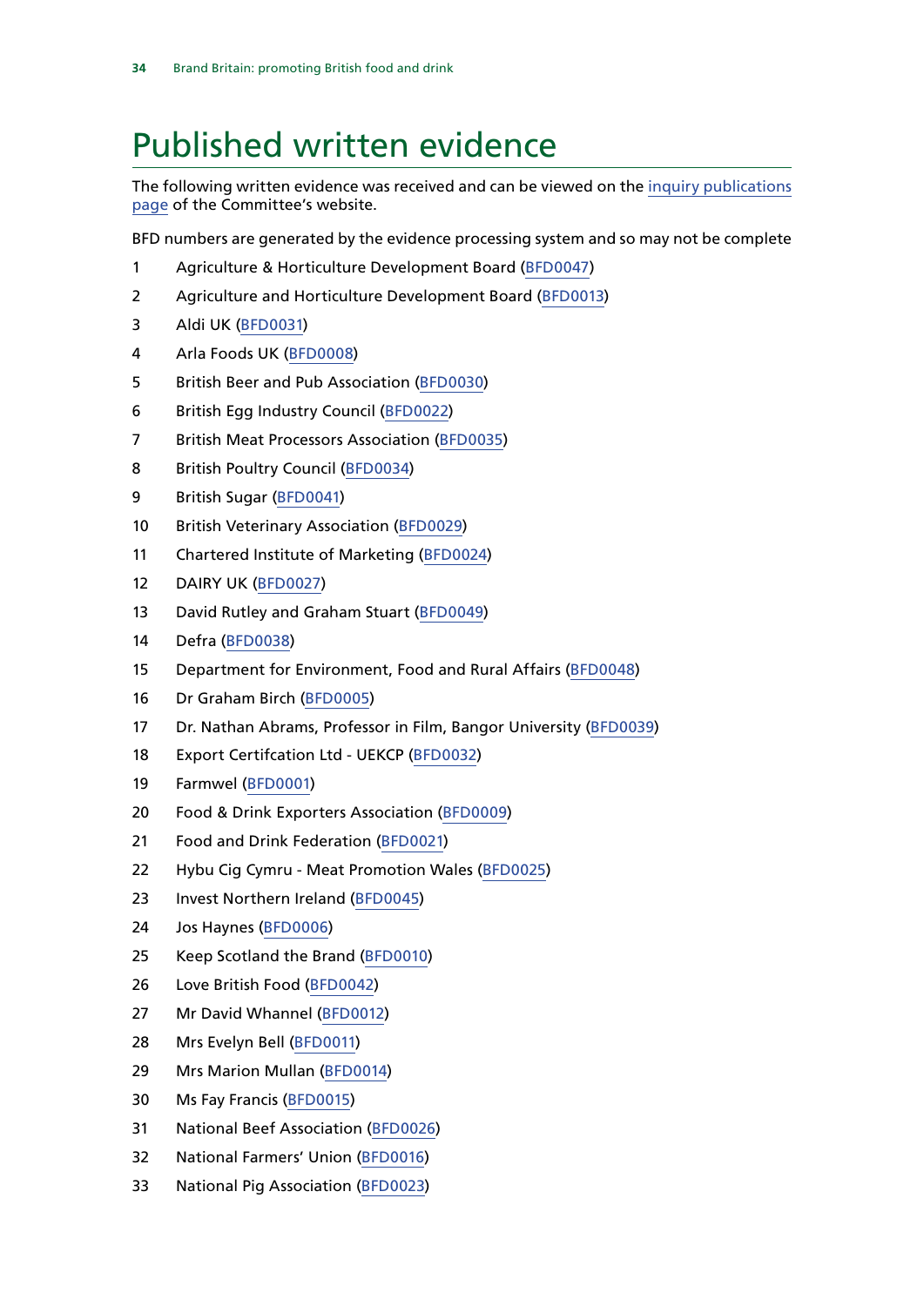# Published written evidence

The following written evidence was received and can be viewed on the inquiry publications page of the Committee's website.

BFD numbers are generated by the evidence processing system and so may not be complete

1. Agriculture & Horticulture Development Board (BFD0047)
2. Agriculture and Horticulture Development Board (BFD0013)
3. Aldi UK (BFD0031)
4. Arla Foods UK (BFD0008)
5. British Beer and Pub Association (BFD0030)
6. British Egg Industry Council (BFD0022)
7. British Meat Processors Association (BFD0035)
8. British Poultry Council (BFD0034)
9. British Sugar (BFD0041)
10. British Veterinary Association (BFD0029)
11. Chartered Institute of Marketing (BFD0024)
12. DAIRY UK (BFD0027)
13. David Rutley and Graham Stuart (BFD0049)
14. Defra (BFD0038)
15. Department for Environment, Food and Rural Affairs (BFD0048)
16. Dr Graham Birch (BFD0005)
17. Dr. Nathan Abrams, Professor in Film, Bangor University (BFD0039)
18. Export Certifcation Ltd - UEKCP (BFD0032)
19. Farmwel (BFD0001)
20. Food & Drink Exporters Association (BFD0009)
21. Food and Drink Federation (BFD0021)
22. Hybu Cig Cymru - Meat Promotion Wales (BFD0025)
23. Invest Northern Ireland (BFD0045)
24. Jos Haynes (BFD0006)
25. Keep Scotland the Brand (BFD0010)
26. Love British Food (BFD0042)
27. Mr David Whannel (BFD0012)
28. Mrs Evelyn Bell (BFD0011)
29. Mrs Marion Mullan (BFD0014)
30. Ms Fay Francis (BFD0015)
31. National Beef Association (BFD0026)
32. National Farmers' Union (BFD0016)
33. National Pig Association (BFD0023)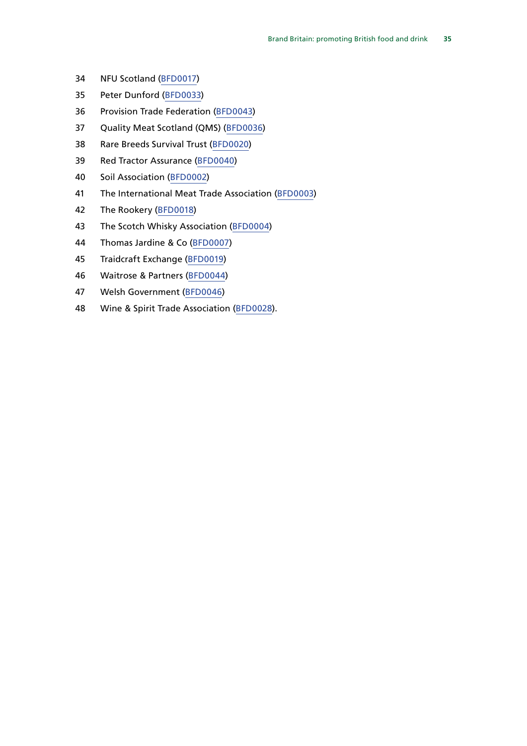34 NFU Scotland (BFD0017)

35 Peter Dunford (BFD0033)

36 Provision Trade Federation (BFD0043)

37 Quality Meat Scotland (QMS) (BFD0036)

38 Rare Breeds Survival Trust (BFD0020)

39 Red Tractor Assurance (BFD0040)

40 Soil Association (BFD0002)

41 The International Meat Trade Association (BFD0003)

42 The Rookery (BFD0018)

43 The Scotch Whisky Association (BFD0004)

44 Thomas Jardine & Co (BFD0007)

45 Traidcraft Exchange (BFD0019)

46 Waitrose & Partners (BFD0044)

47 Welsh Government (BFD0046)

48 Wine & Spirit Trade Association (BFD0028).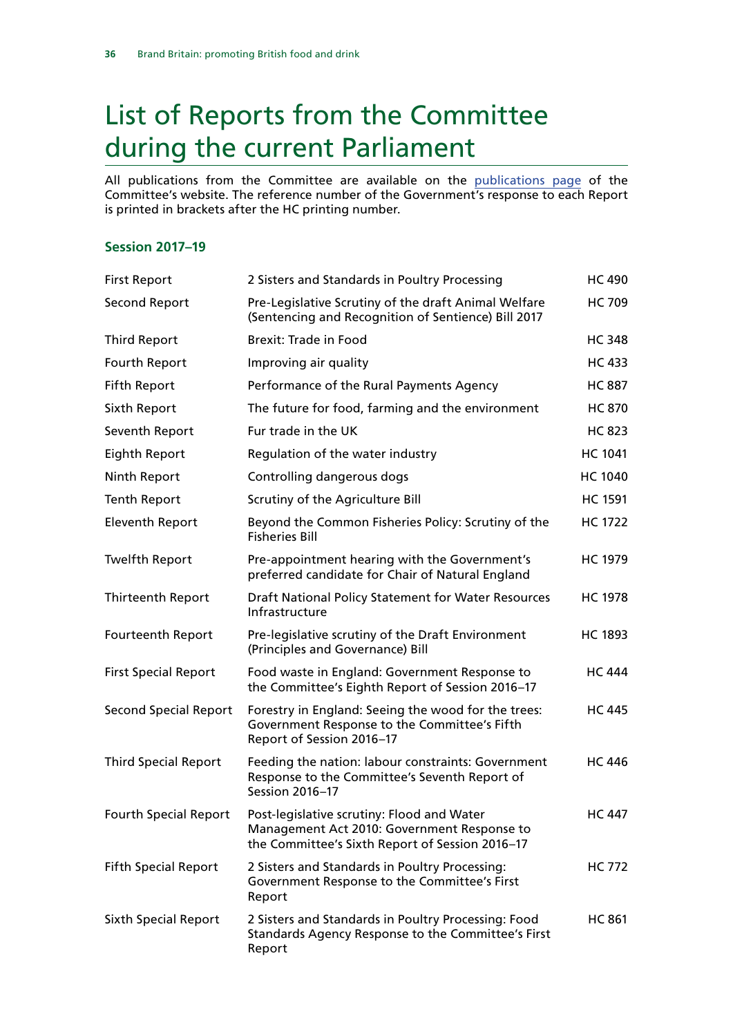# List of Reports from the Committee during the current Parliament

All publications from the Committee are available on the [publications page](publications page) of the Committee's website. The reference number of the Government's response to each Report is printed in brackets after the HC printing number.

### Session 2017–19

| | | |
|---|---|---|
| First Report | 2 Sisters and Standards in Poultry Processing | HC 490 |
| Second Report | Pre-Legislative Scrutiny of the draft Animal Welfare (Sentencing and Recognition of Sentience) Bill 2017 | HC 709 |
| Third Report | Brexit: Trade in Food | HC 348 |
| Fourth Report | Improving air quality | HC 433 |
| Fifth Report | Performance of the Rural Payments Agency | HC 887 |
| Sixth Report | The future for food, farming and the environment | HC 870 |
| Seventh Report | Fur trade in the UK | HC 823 |
| Eighth Report | Regulation of the water industry | HC 1041 |
| Ninth Report | Controlling dangerous dogs | HC 1040 |
| Tenth Report | Scrutiny of the Agriculture Bill | HC 1591 |
| Eleventh Report | Beyond the Common Fisheries Policy: Scrutiny of the Fisheries Bill | HC 1722 |
| Twelfth Report | Pre-appointment hearing with the Government's preferred candidate for Chair of Natural England | HC 1979 |
| Thirteenth Report | Draft National Policy Statement for Water Resources Infrastructure | HC 1978 |
| Fourteenth Report | Pre-legislative scrutiny of the Draft Environment (Principles and Governance) Bill | HC 1893 |
| First Special Report | Food waste in England: Government Response to the Committee's Eighth Report of Session 2016–17 | HC 444 |
| Second Special Report | Forestry in England: Seeing the wood for the trees: Government Response to the Committee's Fifth Report of Session 2016–17 | HC 445 |
| Third Special Report | Feeding the nation: labour constraints: Government Response to the Committee's Seventh Report of Session 2016–17 | HC 446 |
| Fourth Special Report | Post-legislative scrutiny: Flood and Water Management Act 2010: Government Response to the Committee's Sixth Report of Session 2016–17 | HC 447 |
| Fifth Special Report | 2 Sisters and Standards in Poultry Processing: Government Response to the Committee's First Report | HC 772 |
| Sixth Special Report | 2 Sisters and Standards in Poultry Processing: Food Standards Agency Response to the Committee's First Report | HC 861 |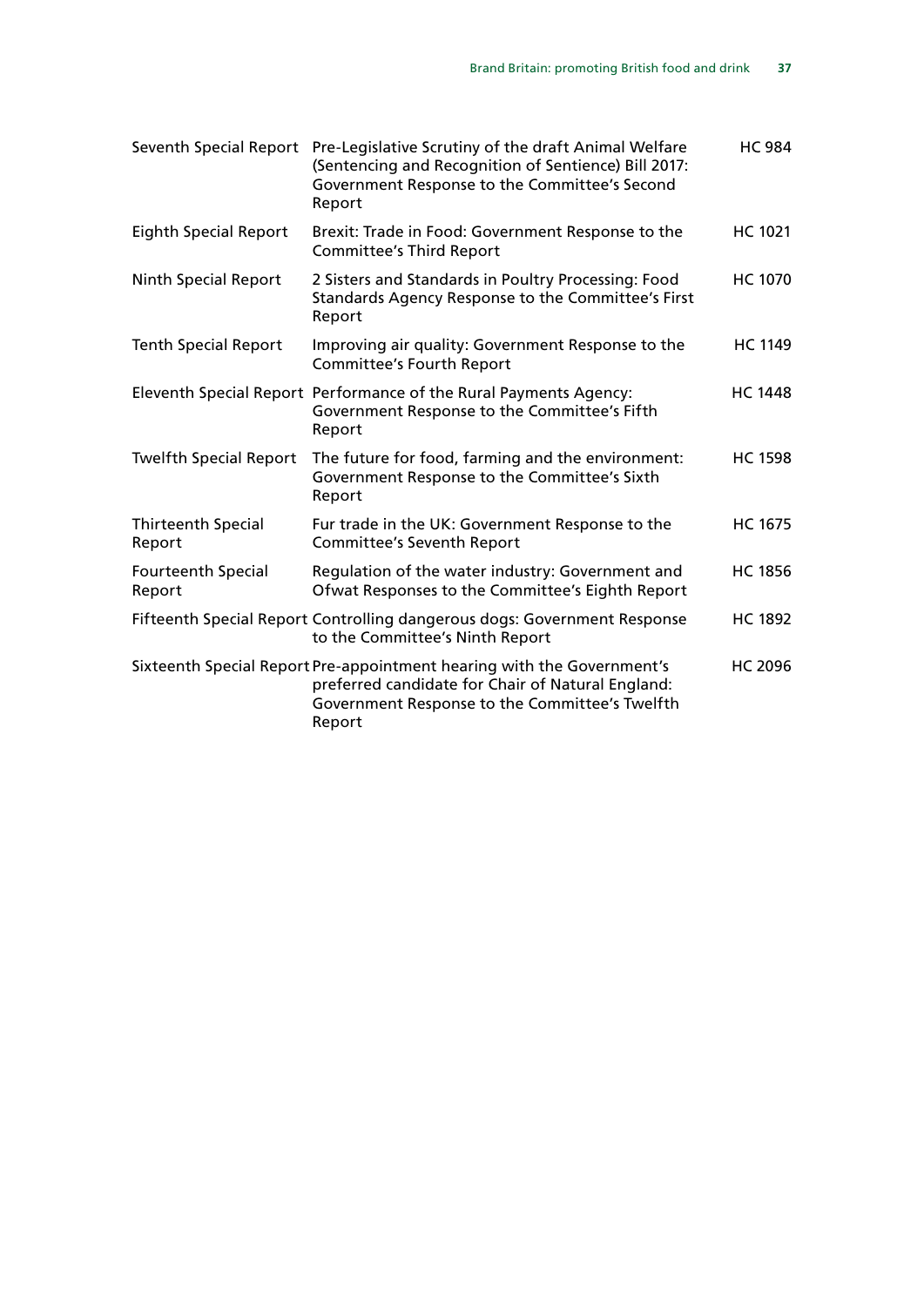| | | |
|---|---|---|
| Seventh Special Report | Pre-Legislative Scrutiny of the draft Animal Welfare (Sentencing and Recognition of Sentience) Bill 2017: Government Response to the Committee's Second Report | HC 984 |
| Eighth Special Report | Brexit: Trade in Food: Government Response to the Committee's Third Report | HC 1021 |
| Ninth Special Report | 2 Sisters and Standards in Poultry Processing: Food Standards Agency Response to the Committee's First Report | HC 1070 |
| Tenth Special Report | Improving air quality: Government Response to the Committee's Fourth Report | HC 1149 |
| Eleventh Special Report | Performance of the Rural Payments Agency: Government Response to the Committee's Fifth Report | HC 1448 |
| Twelfth Special Report | The future for food, farming and the environment: Government Response to the Committee's Sixth Report | HC 1598 |
| Thirteenth Special Report | Fur trade in the UK: Government Response to the Committee's Seventh Report | HC 1675 |
| Fourteenth Special Report | Regulation of the water industry: Government and Ofwat Responses to the Committee's Eighth Report | HC 1856 |
| Fifteenth Special Report | Controlling dangerous dogs: Government Response to the Committee's Ninth Report | HC 1892 |
| Sixteenth Special Report | Pre-appointment hearing with the Government's preferred candidate for Chair of Natural England: Government Response to the Committee's Twelfth Report | HC 2096 |